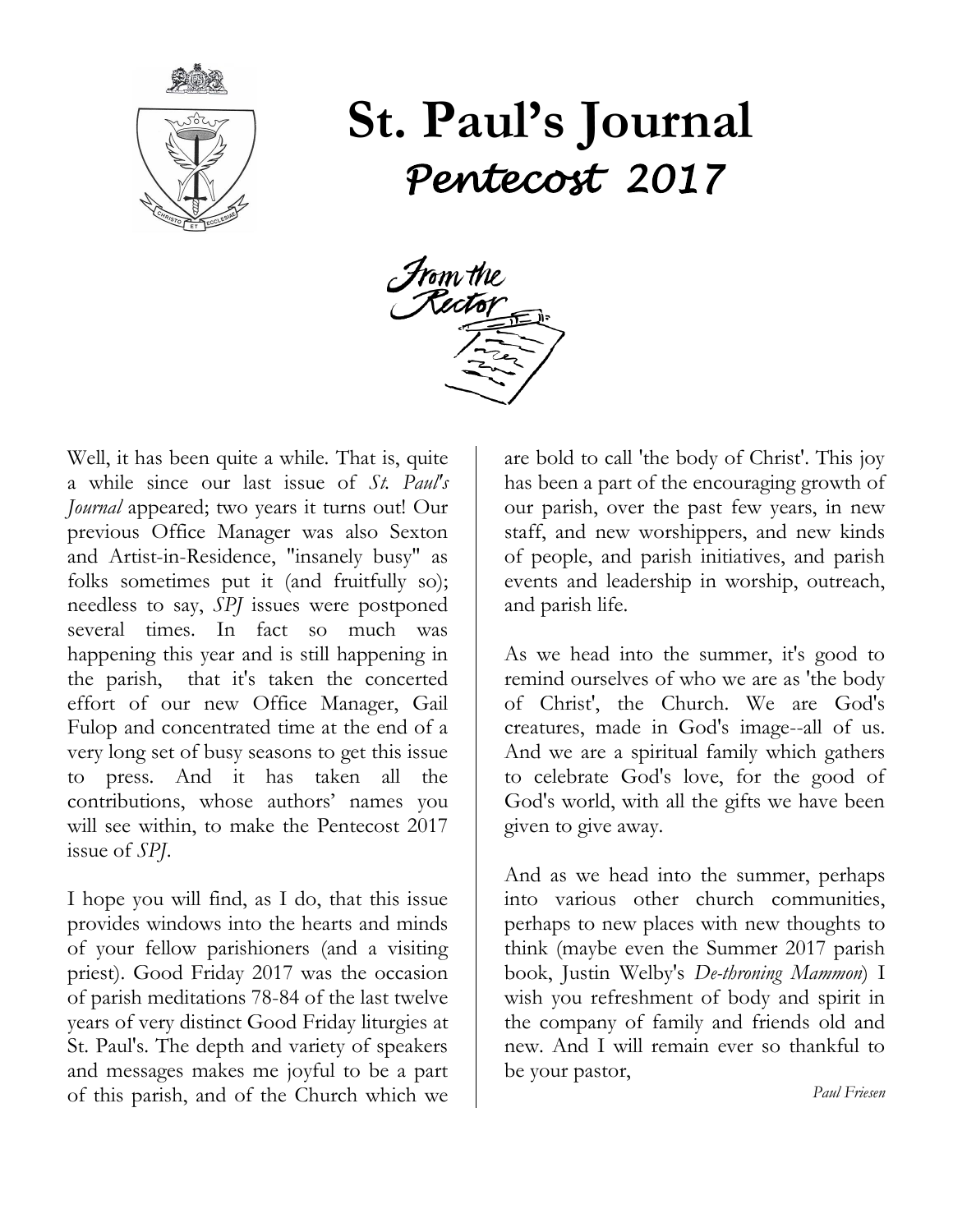# St. Paul's Journal

## *Pentecost 2017*

### From the Rector

Well, it has been quite a while. That is, quite a while since our last issue of *St. Paul's Journal* appeared; two years it turns out! Our previous Office Manager was also Sexton and Artist-in-Residence, "insanely busy" as folks sometimes put it (and fruitfully so); needless to say, *SPJ* issues were postponed several times. In fact so much was happening this year and is still happening in the parish, that it's taken the concerted effort of our new Office Manager, Gail Fulop and concentrated time at the end of a very long set of busy seasons to get this issue to press. And it has taken all the contributions, whose authors' names you will see within, to make the Pentecost 2017 issue of *SPJ*.

I hope you will find, as I do, that this issue provides windows into the hearts and minds of your fellow parishioners (and a visiting priest). Good Friday 2017 was the occasion of parish meditations 78-84 of the last twelve years of very distinct Good Friday liturgies at St. Paul's. The depth and variety of speakers and messages makes me joyful to be a part of this parish, and of the Church which we are bold to call 'the body of Christ'. This joy has been a part of the encouraging growth of our parish, over the past few years, in new staff, and new worshippers, and new kinds of people, and parish initiatives, and parish events and leadership in worship, outreach, and parish life.

As we head into the summer, it's good to remind ourselves of who we are as 'the body of Christ', the Church. We are God's creatures, made in God's image--all of us. And we are a spiritual family which gathers to celebrate God's love, for the good of God's world, with all the gifts we have been given to give away.

And as we head into the summer, perhaps into various other church communities, perhaps to new places with new thoughts to think (maybe even the Summer 2017 parish book, Justin Welby's *De-throning Mammon*) I wish you refreshment of body and spirit in the company of family and friends old and new. And I will remain ever so thankful to be your pastor,

*Paul Friesen*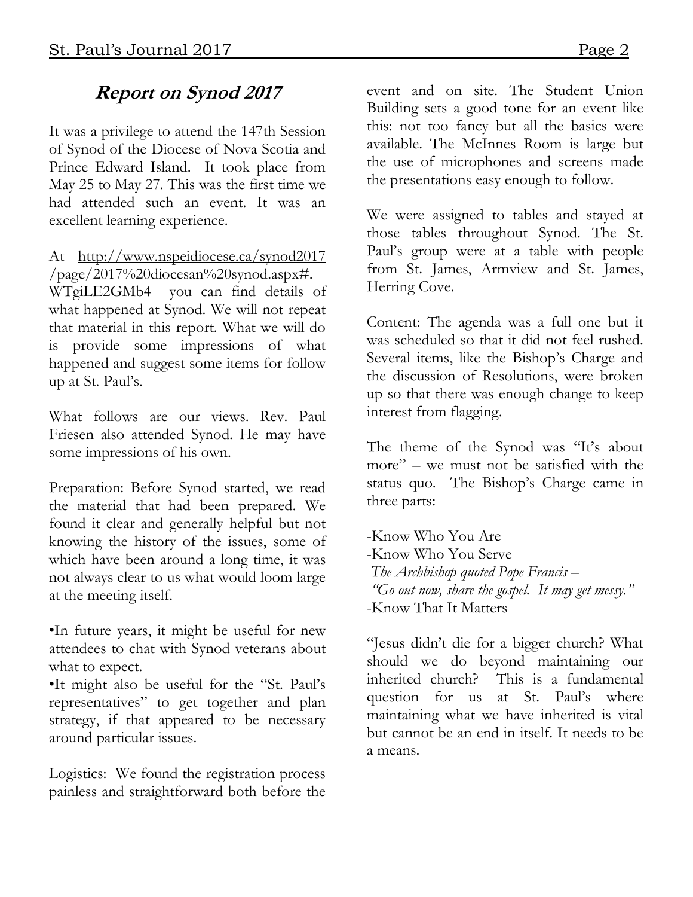## *Report on Synod 2017*

It was a privilege to attend the 147th Session of Synod of the Diocese of Nova Scotia and Prince Edward Island. It took place from May 25 to May 27. This was the first time we had attended such an event. It was an excellent learning experience.

At http://www.nspeidiocese.ca/synod2017/page/2017%20diocesan%20synod.aspx#.WTgiLE2GMb4 you can find details of what happened at Synod. We will not repeat that material in this report. What we will do is provide some impressions of what happened and suggest some items for follow up at St. Paul's.

What follows are our views. Rev. Paul Friesen also attended Synod. He may have some impressions of his own.

Preparation: Before Synod started, we read the material that had been prepared. We found it clear and generally helpful but not knowing the history of the issues, some of which have been around a long time, it was not always clear to us what would loom large at the meeting itself.

- In future years, it might be useful for new attendees to chat with Synod veterans about what to expect.
- It might also be useful for the "St. Paul's representatives" to get together and plan strategy, if that appeared to be necessary around particular issues.

Logistics: We found the registration process painless and straightforward both before the event and on site. The Student Union Building sets a good tone for an event like this: not too fancy but all the basics were available. The McInnes Room is large but the use of microphones and screens made the presentations easy enough to follow.

We were assigned to tables and stayed at those tables throughout Synod. The St. Paul's group were at a table with people from St. James, Armview and St. James, Herring Cove.

Content: The agenda was a full one but it was scheduled so that it did not feel rushed. Several items, like the Bishop's Charge and the discussion of Resolutions, were broken up so that there was enough change to keep interest from flagging.

The theme of the Synod was "It's about more" – we must not be satisfied with the status quo. The Bishop's Charge came in three parts:

-Know Who You Are
-Know Who You Serve
*The Archbishop quoted Pope Francis –*
*"Go out now, share the gospel. It may get messy."*
-Know That It Matters

"Jesus didn't die for a bigger church? What should we do beyond maintaining our inherited church? This is a fundamental question for us at St. Paul's where maintaining what we have inherited is vital but cannot be an end in itself. It needs to be a means.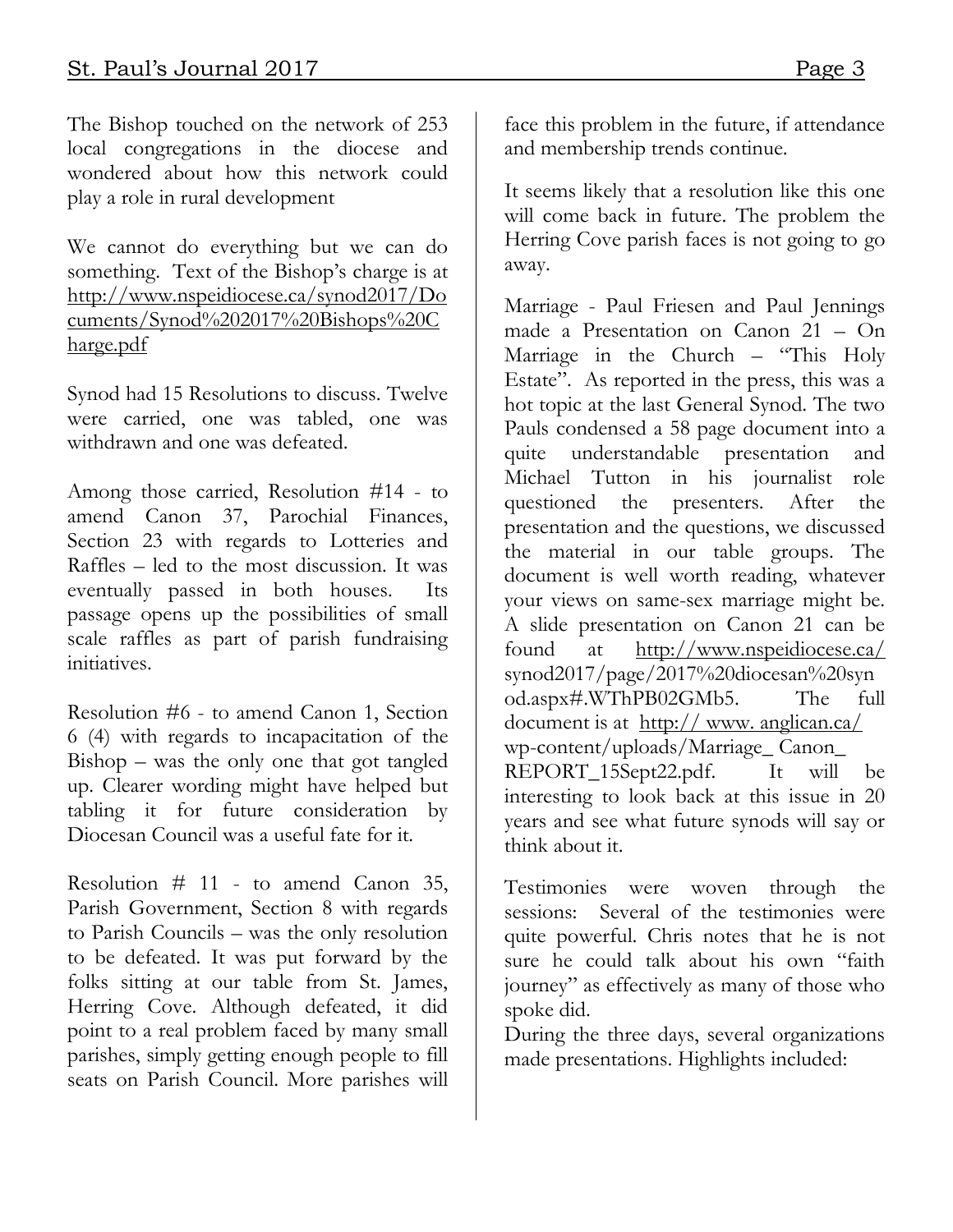The Bishop touched on the network of 253 local congregations in the diocese and wondered about how this network could play a role in rural development

We cannot do everything but we can do something. Text of the Bishop's charge is at http://www.nspeidiocese.ca/synod2017/Documents/Synod%202017%20Bishops%20Charge.pdf

Synod had 15 Resolutions to discuss. Twelve were carried, one was tabled, one was withdrawn and one was defeated.

Among those carried, Resolution #14 - to amend Canon 37, Parochial Finances, Section 23 with regards to Lotteries and Raffles – led to the most discussion. It was eventually passed in both houses. Its passage opens up the possibilities of small scale raffles as part of parish fundraising initiatives.

Resolution #6 - to amend Canon 1, Section 6 (4) with regards to incapacitation of the Bishop – was the only one that got tangled up. Clearer wording might have helped but tabling it for future consideration by Diocesan Council was a useful fate for it.

Resolution # 11 - to amend Canon 35, Parish Government, Section 8 with regards to Parish Councils – was the only resolution to be defeated. It was put forward by the folks sitting at our table from St. James, Herring Cove. Although defeated, it did point to a real problem faced by many small parishes, simply getting enough people to fill seats on Parish Council. More parishes will face this problem in the future, if attendance and membership trends continue.

It seems likely that a resolution like this one will come back in future. The problem the Herring Cove parish faces is not going to go away.

Marriage - Paul Friesen and Paul Jennings made a Presentation on Canon 21 – On Marriage in the Church – "This Holy Estate". As reported in the press, this was a hot topic at the last General Synod. The two Pauls condensed a 58 page document into a quite understandable presentation and Michael Tutton in his journalist role questioned the presenters. After the presentation and the questions, we discussed the material in our table groups. The document is well worth reading, whatever your views on same-sex marriage might be. A slide presentation on Canon 21 can be found at http://www.nspeidiocese.ca/synod2017/page/2017%20diocesan%20synod.aspx#.WThPB02GMb5. The full document is at http:// www. anglican.ca/wp-content/uploads/Marriage_ Canon_ REPORT_15Sept22.pdf. It will be interesting to look back at this issue in 20 years and see what future synods will say or think about it.

Testimonies were woven through the sessions: Several of the testimonies were quite powerful. Chris notes that he is not sure he could talk about his own "faith journey" as effectively as many of those who spoke did.

During the three days, several organizations made presentations. Highlights included: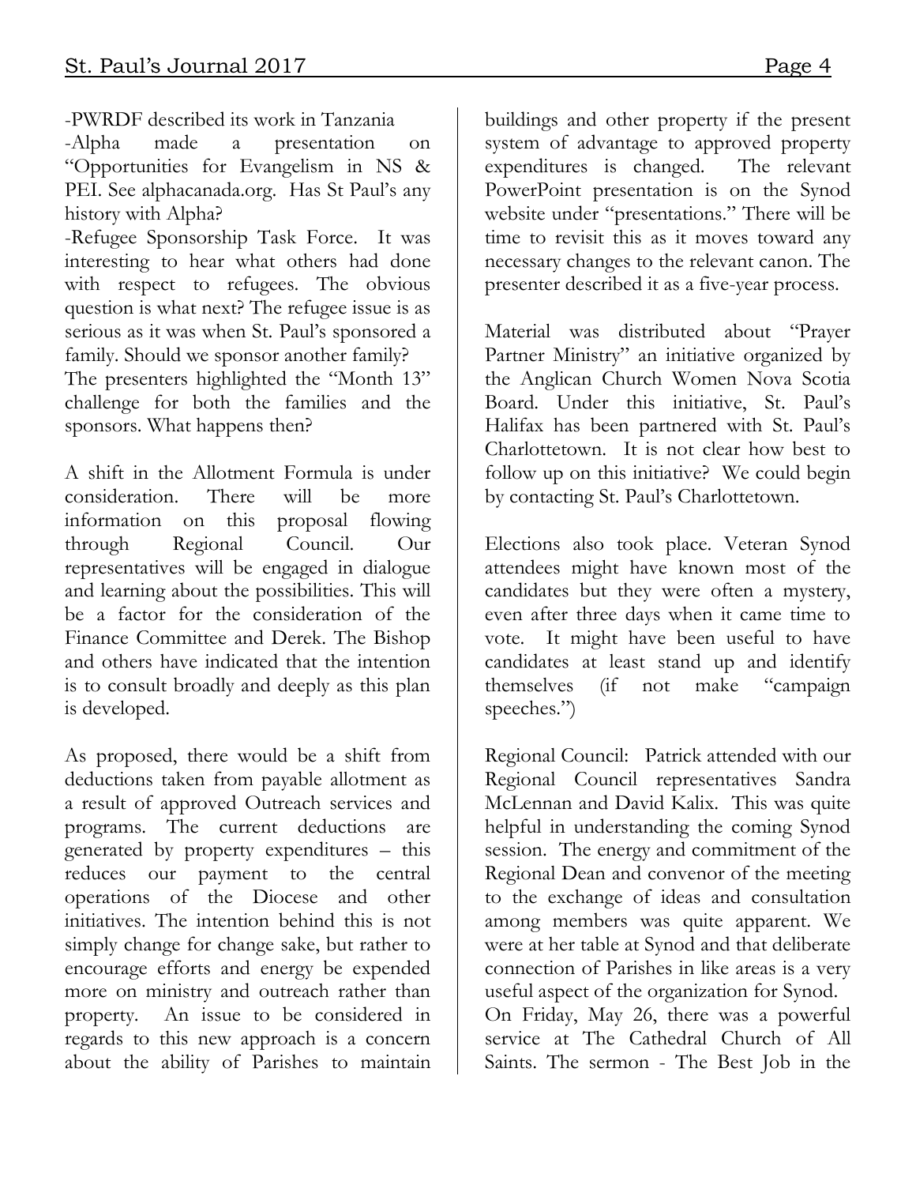-PWRDF described its work in Tanzania

-Alpha made a presentation on "Opportunities for Evangelism in NS & PEI. See alphacanada.org. Has St Paul's any history with Alpha?

-Refugee Sponsorship Task Force. It was interesting to hear what others had done with respect to refugees. The obvious question is what next? The refugee issue is as serious as it was when St. Paul's sponsored a family. Should we sponsor another family? The presenters highlighted the "Month 13" challenge for both the families and the sponsors. What happens then?

A shift in the Allotment Formula is under consideration. There will be more information on this proposal flowing through Regional Council. Our representatives will be engaged in dialogue and learning about the possibilities. This will be a factor for the consideration of the Finance Committee and Derek. The Bishop and others have indicated that the intention is to consult broadly and deeply as this plan is developed.

As proposed, there would be a shift from deductions taken from payable allotment as a result of approved Outreach services and programs. The current deductions are generated by property expenditures – this reduces our payment to the central operations of the Diocese and other initiatives. The intention behind this is not simply change for change sake, but rather to encourage efforts and energy be expended more on ministry and outreach rather than property. An issue to be considered in regards to this new approach is a concern about the ability of Parishes to maintain buildings and other property if the present system of advantage to approved property expenditures is changed. The relevant PowerPoint presentation is on the Synod website under "presentations." There will be time to revisit this as it moves toward any necessary changes to the relevant canon. The presenter described it as a five-year process.

Material was distributed about "Prayer Partner Ministry" an initiative organized by the Anglican Church Women Nova Scotia Board. Under this initiative, St. Paul's Halifax has been partnered with St. Paul's Charlottetown. It is not clear how best to follow up on this initiative? We could begin by contacting St. Paul's Charlottetown.

Elections also took place. Veteran Synod attendees might have known most of the candidates but they were often a mystery, even after three days when it came time to vote. It might have been useful to have candidates at least stand up and identify themselves (if not make "campaign speeches.")

Regional Council: Patrick attended with our Regional Council representatives Sandra McLennan and David Kalix. This was quite helpful in understanding the coming Synod session. The energy and commitment of the Regional Dean and convenor of the meeting to the exchange of ideas and consultation among members was quite apparent. We were at her table at Synod and that deliberate connection of Parishes in like areas is a very useful aspect of the organization for Synod.

On Friday, May 26, there was a powerful service at The Cathedral Church of All Saints. The sermon - The Best Job in the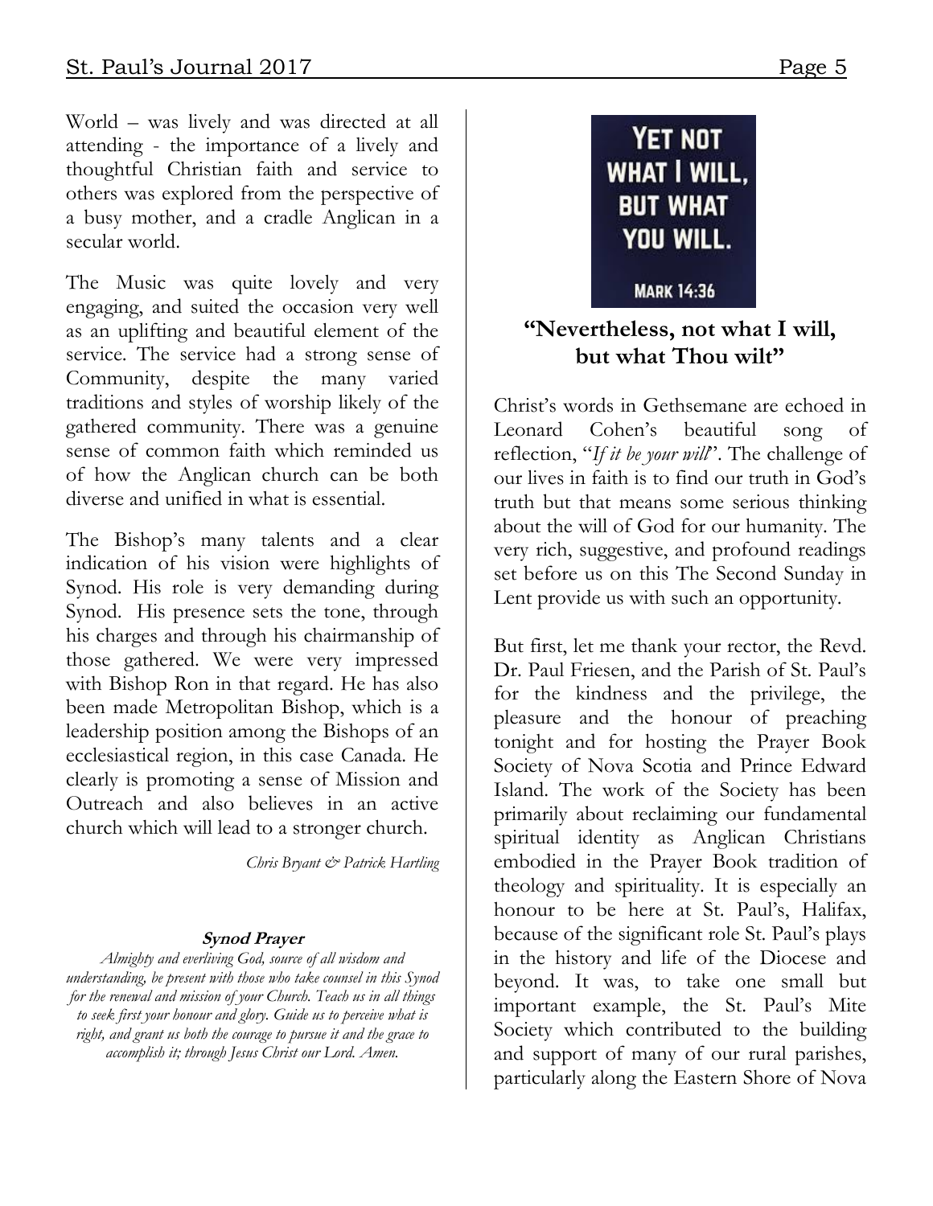World – was lively and was directed at all attending - the importance of a lively and thoughtful Christian faith and service to others was explored from the perspective of a busy mother, and a cradle Anglican in a secular world.

The Music was quite lovely and very engaging, and suited the occasion very well as an uplifting and beautiful element of the service. The service had a strong sense of Community, despite the many varied traditions and styles of worship likely of the gathered community. There was a genuine sense of common faith which reminded us of how the Anglican church can be both diverse and unified in what is essential.

The Bishop's many talents and a clear indication of his vision were highlights of Synod. His role is very demanding during Synod. His presence sets the tone, through his charges and through his chairmanship of those gathered. We were very impressed with Bishop Ron in that regard. He has also been made Metropolitan Bishop, which is a leadership position among the Bishops of an ecclesiastical region, in this case Canada. He clearly is promoting a sense of Mission and Outreach and also believes in an active church which will lead to a stronger church.

*Chris Bryant & Patrick Hartling*

**Synod Prayer**

*Almighty and everliving God, source of all wisdom and understanding, be present with those who take counsel in this Synod for the renewal and mission of your Church. Teach us in all things to seek first your honour and glory. Guide us to perceive what is right, and grant us both the courage to pursue it and the grace to accomplish it; through Jesus Christ our Lord. Amen.*

YET NOT WHAT I WILL, BUT WHAT YOU WILL.

MARK 14:36

## "Nevertheless, not what I will, but what Thou wilt"

Christ's words in Gethsemane are echoed in Leonard Cohen's beautiful song of reflection, "*If it be your will*". The challenge of our lives in faith is to find our truth in God's truth but that means some serious thinking about the will of God for our humanity. The very rich, suggestive, and profound readings set before us on this The Second Sunday in Lent provide us with such an opportunity.

But first, let me thank your rector, the Revd. Dr. Paul Friesen, and the Parish of St. Paul's for the kindness and the privilege, the pleasure and the honour of preaching tonight and for hosting the Prayer Book Society of Nova Scotia and Prince Edward Island. The work of the Society has been primarily about reclaiming our fundamental spiritual identity as Anglican Christians embodied in the Prayer Book tradition of theology and spirituality. It is especially an honour to be here at St. Paul's, Halifax, because of the significant role St. Paul's plays in the history and life of the Diocese and beyond. It was, to take one small but important example, the St. Paul's Mite Society which contributed to the building and support of many of our rural parishes, particularly along the Eastern Shore of Nova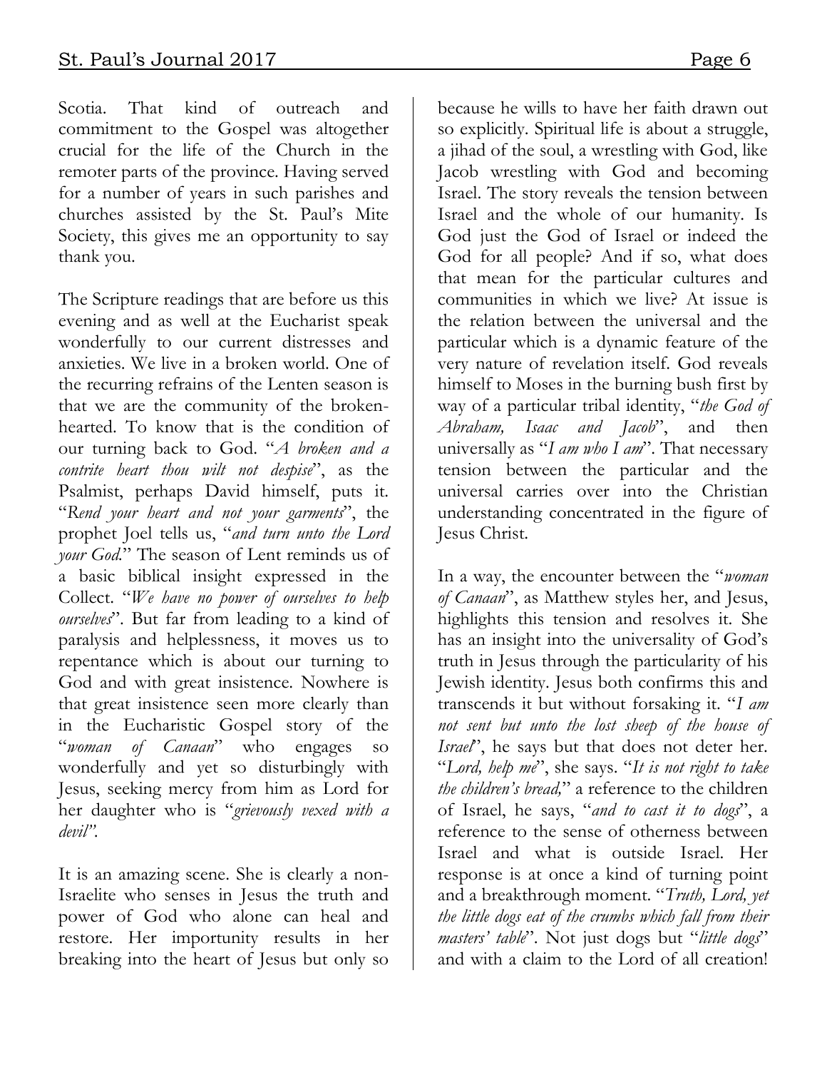Scotia. That kind of outreach and commitment to the Gospel was altogether crucial for the life of the Church in the remoter parts of the province. Having served for a number of years in such parishes and churches assisted by the St. Paul's Mite Society, this gives me an opportunity to say thank you.

The Scripture readings that are before us this evening and as well at the Eucharist speak wonderfully to our current distresses and anxieties. We live in a broken world. One of the recurring refrains of the Lenten season is that we are the community of the broken-hearted. To know that is the condition of our turning back to God. "*A broken and a contrite heart thou wilt not despise*", as the Psalmist, perhaps David himself, puts it. "*Rend your heart and not your garments*", the prophet Joel tells us, "*and turn unto the Lord your God*." The season of Lent reminds us of a basic biblical insight expressed in the Collect. "*We have no power of ourselves to help ourselves*". But far from leading to a kind of paralysis and helplessness, it moves us to repentance which is about our turning to God and with great insistence. Nowhere is that great insistence seen more clearly than in the Eucharistic Gospel story of the "*woman of Canaan*" who engages so wonderfully and yet so disturbingly with Jesus, seeking mercy from him as Lord for her daughter who is "*grievously vexed with a devil"*.

It is an amazing scene. She is clearly a non-Israelite who senses in Jesus the truth and power of God who alone can heal and restore. Her importunity results in her breaking into the heart of Jesus but only so because he wills to have her faith drawn out so explicitly. Spiritual life is about a struggle, a jihad of the soul, a wrestling with God, like Jacob wrestling with God and becoming Israel. The story reveals the tension between Israel and the whole of our humanity. Is God just the God of Israel or indeed the God for all people? And if so, what does that mean for the particular cultures and communities in which we live? At issue is the relation between the universal and the particular which is a dynamic feature of the very nature of revelation itself. God reveals himself to Moses in the burning bush first by way of a particular tribal identity, "*the God of Abraham, Isaac and Jacob*", and then universally as "*I am who I am*". That necessary tension between the particular and the universal carries over into the Christian understanding concentrated in the figure of Jesus Christ.

In a way, the encounter between the "*woman of Canaan*", as Matthew styles her, and Jesus, highlights this tension and resolves it. She has an insight into the universality of God's truth in Jesus through the particularity of his Jewish identity. Jesus both confirms this and transcends it but without forsaking it. "*I am not sent but unto the lost sheep of the house of Israel*", he says but that does not deter her. "*Lord, help me*", she says. "*It is not right to take the children's bread,*" a reference to the children of Israel, he says, "*and to cast it to dogs*", a reference to the sense of otherness between Israel and what is outside Israel. Her response is at once a kind of turning point and a breakthrough moment. "*Truth, Lord, yet the little dogs eat of the crumbs which fall from their masters' table*". Not just dogs but "*little dogs*" and with a claim to the Lord of all creation!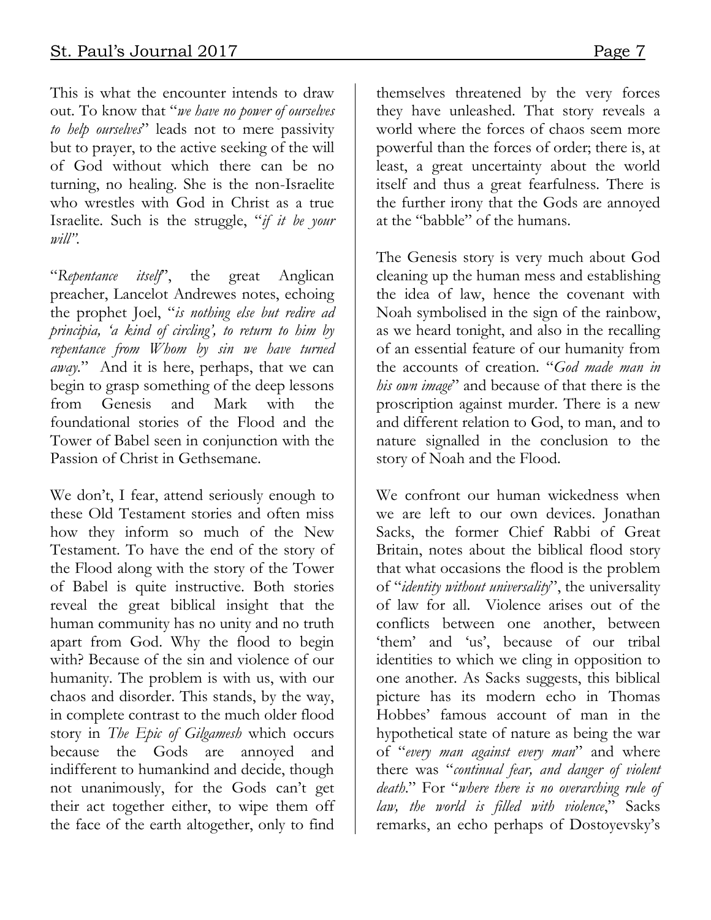This is what the encounter intends to draw out. To know that "*we have no power of ourselves to help ourselves*" leads not to mere passivity but to prayer, to the active seeking of the will of God without which there can be no turning, no healing. She is the non-Israelite who wrestles with God in Christ as a true Israelite. Such is the struggle, "*if it be your will*".

"*Repentance itself*", the great Anglican preacher, Lancelot Andrewes notes, echoing the prophet Joel, "*is nothing else but redire ad principia, 'a kind of circling', to return to him by repentance from Whom by sin we have turned away.*" And it is here, perhaps, that we can begin to grasp something of the deep lessons from Genesis and Mark with the foundational stories of the Flood and the Tower of Babel seen in conjunction with the Passion of Christ in Gethsemane.

We don't, I fear, attend seriously enough to these Old Testament stories and often miss how they inform so much of the New Testament. To have the end of the story of the Flood along with the story of the Tower of Babel is quite instructive. Both stories reveal the great biblical insight that the human community has no unity and no truth apart from God. Why the flood to begin with? Because of the sin and violence of our humanity. The problem is with us, with our chaos and disorder. This stands, by the way, in complete contrast to the much older flood story in *The Epic of Gilgamesh* which occurs because the Gods are annoyed and indifferent to humankind and decide, though not unanimously, for the Gods can't get their act together either, to wipe them off the face of the earth altogether, only to find themselves threatened by the very forces they have unleashed. That story reveals a world where the forces of chaos seem more powerful than the forces of order; there is, at least, a great uncertainty about the world itself and thus a great fearfulness. There is the further irony that the Gods are annoyed at the "babble" of the humans.

The Genesis story is very much about God cleaning up the human mess and establishing the idea of law, hence the covenant with Noah symbolised in the sign of the rainbow, as we heard tonight, and also in the recalling of an essential feature of our humanity from the accounts of creation. "*God made man in his own image*" and because of that there is the proscription against murder. There is a new and different relation to God, to man, and to nature signalled in the conclusion to the story of Noah and the Flood.

We confront our human wickedness when we are left to our own devices. Jonathan Sacks, the former Chief Rabbi of Great Britain, notes about the biblical flood story that what occasions the flood is the problem of "*identity without universality*", the universality of law for all. Violence arises out of the conflicts between one another, between 'them' and 'us', because of our tribal identities to which we cling in opposition to one another. As Sacks suggests, this biblical picture has its modern echo in Thomas Hobbes' famous account of man in the hypothetical state of nature as being the war of "*every man against every man*" and where there was "*continual fear, and danger of violent death.*" For "*where there is no overarching rule of law, the world is filled with violence*," Sacks remarks, an echo perhaps of Dostoyevsky's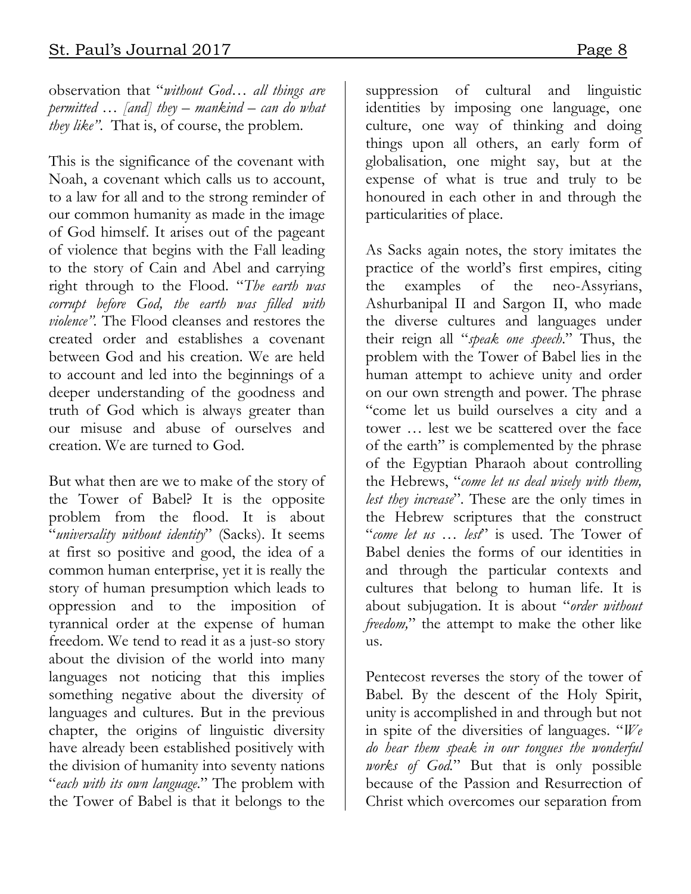observation that "*without God… all things are permitted … [and] they – mankind – can do what they like"*. That is, of course, the problem.

This is the significance of the covenant with Noah, a covenant which calls us to account, to a law for all and to the strong reminder of our common humanity as made in the image of God himself. It arises out of the pageant of violence that begins with the Fall leading to the story of Cain and Abel and carrying right through to the Flood. "*The earth was corrupt before God, the earth was filled with violence"*. The Flood cleanses and restores the created order and establishes a covenant between God and his creation. We are held to account and led into the beginnings of a deeper understanding of the goodness and truth of God which is always greater than our misuse and abuse of ourselves and creation. We are turned to God.

But what then are we to make of the story of the Tower of Babel? It is the opposite problem from the flood. It is about "*universality without identity*" (Sacks). It seems at first so positive and good, the idea of a common human enterprise, yet it is really the story of human presumption which leads to oppression and to the imposition of tyrannical order at the expense of human freedom. We tend to read it as a just-so story about the division of the world into many languages not noticing that this implies something negative about the diversity of languages and cultures. But in the previous chapter, the origins of linguistic diversity have already been established positively with the division of humanity into seventy nations "*each with its own language*." The problem with the Tower of Babel is that it belongs to the suppression of cultural and linguistic identities by imposing one language, one culture, one way of thinking and doing things upon all others, an early form of globalisation, one might say, but at the expense of what is true and truly to be honoured in each other in and through the particularities of place.

As Sacks again notes, the story imitates the practice of the world's first empires, citing the examples of the neo-Assyrians, Ashurbanipal II and Sargon II, who made the diverse cultures and languages under their reign all "*speak one speech*." Thus, the problem with the Tower of Babel lies in the human attempt to achieve unity and order on our own strength and power. The phrase "come let us build ourselves a city and a tower … lest we be scattered over the face of the earth" is complemented by the phrase of the Egyptian Pharaoh about controlling the Hebrews, "*come let us deal wisely with them, lest they increase*". These are the only times in the Hebrew scriptures that the construct "*come let us … lest*" is used. The Tower of Babel denies the forms of our identities in and through the particular contexts and cultures that belong to human life. It is about subjugation. It is about "*order without freedom,*" the attempt to make the other like us.

Pentecost reverses the story of the tower of Babel. By the descent of the Holy Spirit, unity is accomplished in and through but not in spite of the diversities of languages. "*We do hear them speak in our tongues the wonderful works of God.*" But that is only possible because of the Passion and Resurrection of Christ which overcomes our separation from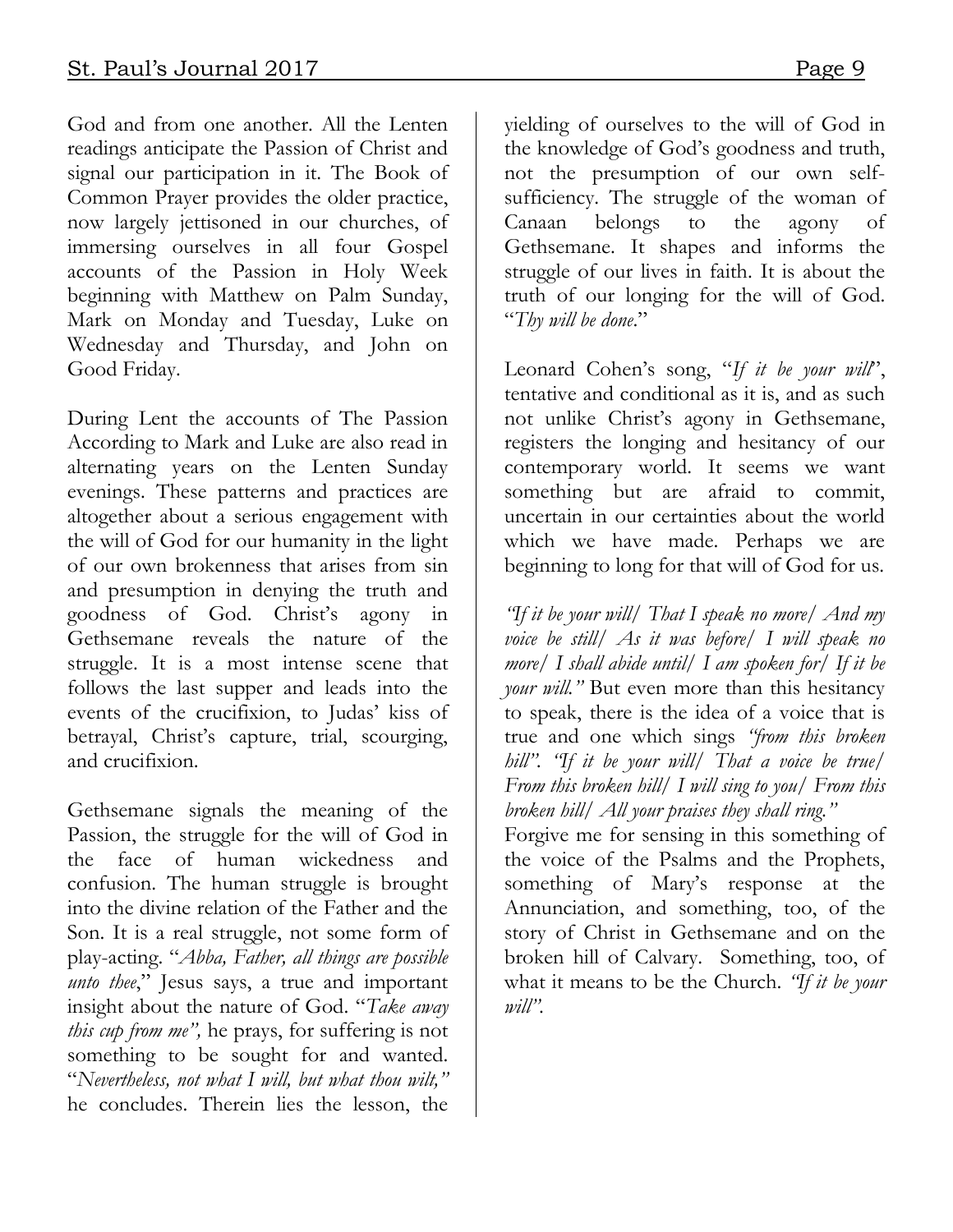God and from one another. All the Lenten readings anticipate the Passion of Christ and signal our participation in it. The Book of Common Prayer provides the older practice, now largely jettisoned in our churches, of immersing ourselves in all four Gospel accounts of the Passion in Holy Week beginning with Matthew on Palm Sunday, Mark on Monday and Tuesday, Luke on Wednesday and Thursday, and John on Good Friday.

During Lent the accounts of The Passion According to Mark and Luke are also read in alternating years on the Lenten Sunday evenings. These patterns and practices are altogether about a serious engagement with the will of God for our humanity in the light of our own brokenness that arises from sin and presumption in denying the truth and goodness of God. Christ's agony in Gethsemane reveals the nature of the struggle. It is a most intense scene that follows the last supper and leads into the events of the crucifixion, to Judas' kiss of betrayal, Christ's capture, trial, scourging, and crucifixion.

Gethsemane signals the meaning of the Passion, the struggle for the will of God in the face of human wickedness and confusion. The human struggle is brought into the divine relation of the Father and the Son. It is a real struggle, not some form of play-acting. "*Abba, Father, all things are possible unto thee*," Jesus says, a true and important insight about the nature of God. "*Take away this cup from me",* he prays, for suffering is not something to be sought for and wanted. "*Nevertheless, not what I will, but what thou wilt,"* he concludes. Therein lies the lesson, the yielding of ourselves to the will of God in the knowledge of God's goodness and truth, not the presumption of our own self-sufficiency. The struggle of the woman of Canaan belongs to the agony of Gethsemane. It shapes and informs the struggle of our lives in faith. It is about the truth of our longing for the will of God. "*Thy will be done*."

Leonard Cohen's song, "*If it be your will*", tentative and conditional as it is, and as such not unlike Christ's agony in Gethsemane, registers the longing and hesitancy of our contemporary world. It seems we want something but are afraid to commit, uncertain in our certainties about the world which we have made. Perhaps we are beginning to long for that will of God for us.

*"If it be your will/ That I speak no more/ And my voice be still/ As it was before/ I will speak no more/ I shall abide until/ I am spoken for/ If it be your will."* But even more than this hesitancy to speak, there is the idea of a voice that is true and one which sings *"from this broken hill"*. *"If it be your will/ That a voice be true/ From this broken hill/ I will sing to you/ From this broken hill/ All your praises they shall ring."*

Forgive me for sensing in this something of the voice of the Psalms and the Prophets, something of Mary's response at the Annunciation, and something, too, of the story of Christ in Gethsemane and on the broken hill of Calvary. Something, too, of what it means to be the Church. *"If it be your will"*.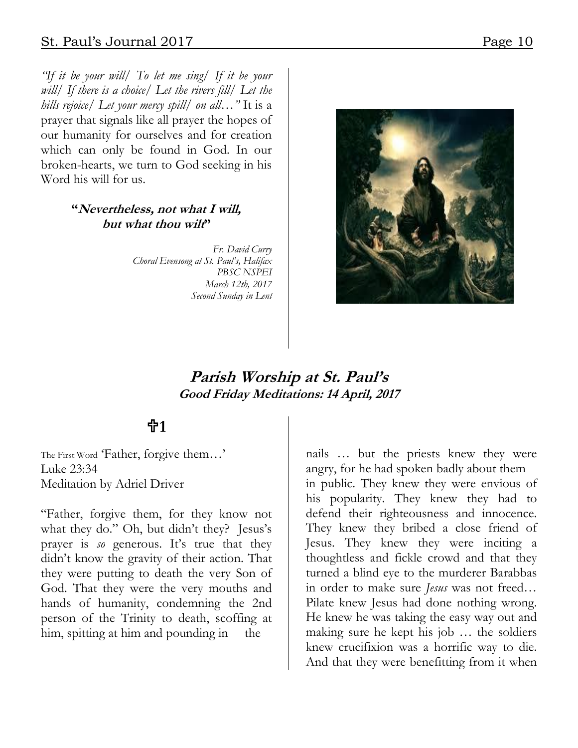*"If it be your will/ To let me sing/ If it be your will/ If there is a choice/ Let the rivers fill/ Let the hills rejoice/ Let your mercy spill/ on all…"* It is a prayer that signals like all prayer the hopes of our humanity for ourselves and for creation which can only be found in God. In our broken-hearts, we turn to God seeking in his Word his will for us.

**"Nevertheless, not what I will, but what thou wilt"**

*Fr. David Curry*
*Choral Evensong at St. Paul's, Halifax*
*PBSC NSPEI*
*March 12th, 2017*
*Second Sunday in Lent*

## Parish Worship at St. Paul's

### Good Friday Meditations: 14 April, 2017

### ✞1

The First Word 'Father, forgive them…'
Luke 23:34
Meditation by Adriel Driver

"Father, forgive them, for they know not what they do." Oh, but didn't they? Jesus's prayer is *so* generous. It's true that they didn't know the gravity of their action. That they were putting to death the very Son of God. That they were the very mouths and hands of humanity, condemning the 2nd person of the Trinity to death, scoffing at him, spitting at him and pounding in the nails … but the priests knew they were angry, for he had spoken badly about them in public. They knew they were envious of his popularity. They knew they had to defend their righteousness and innocence. They knew they bribed a close friend of Jesus. They knew they were inciting a thoughtless and fickle crowd and that they turned a blind eye to the murderer Barabbas in order to make sure *Jesus* was not freed… Pilate knew Jesus had done nothing wrong. He knew he was taking the easy way out and making sure he kept his job … the soldiers knew crucifixion was a horrific way to die. And that they were benefitting from it when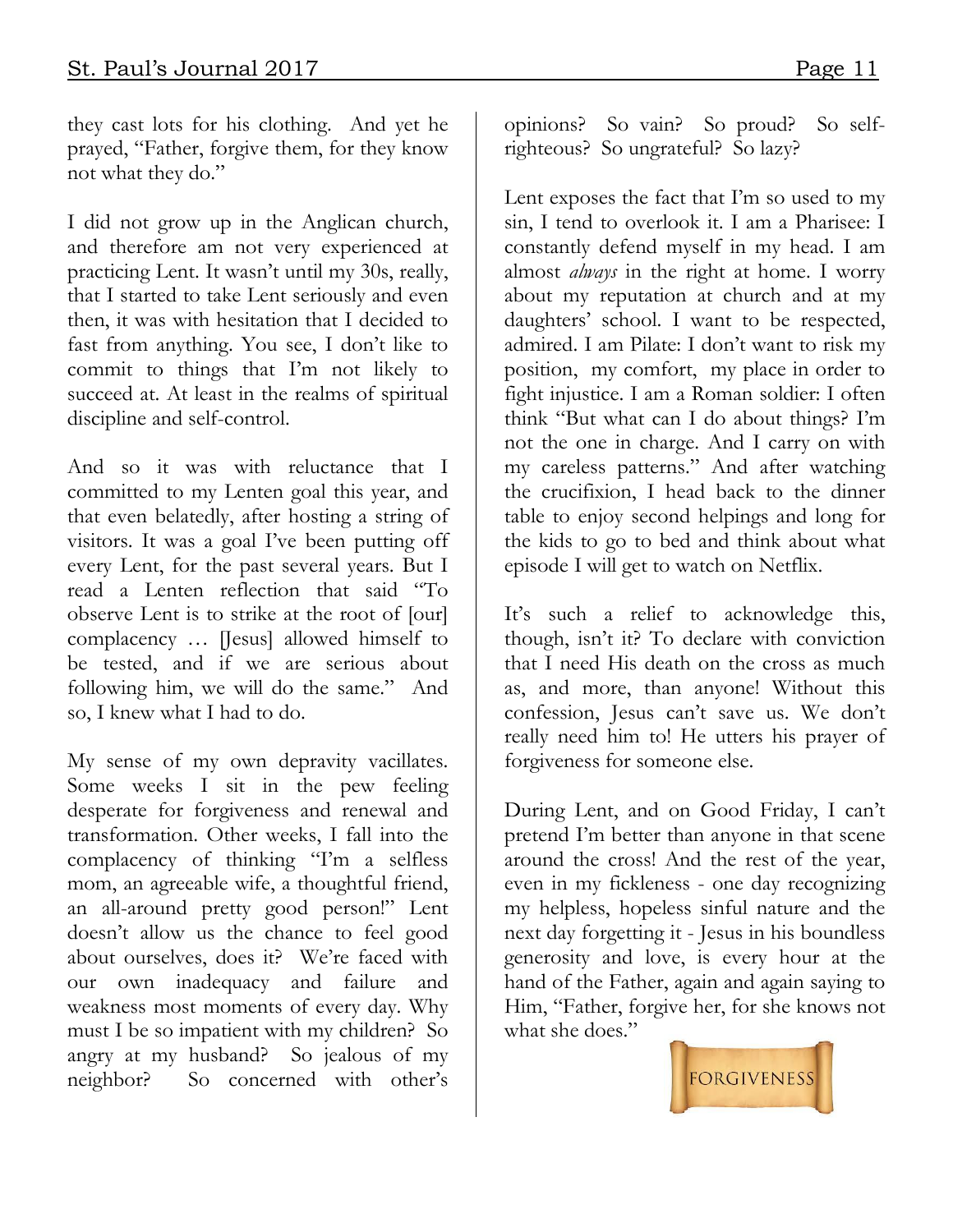they cast lots for his clothing. And yet he prayed, "Father, forgive them, for they know not what they do."

I did not grow up in the Anglican church, and therefore am not very experienced at practicing Lent. It wasn't until my 30s, really, that I started to take Lent seriously and even then, it was with hesitation that I decided to fast from anything. You see, I don't like to commit to things that I'm not likely to succeed at. At least in the realms of spiritual discipline and self-control.

And so it was with reluctance that I committed to my Lenten goal this year, and that even belatedly, after hosting a string of visitors. It was a goal I've been putting off every Lent, for the past several years. But I read a Lenten reflection that said "To observe Lent is to strike at the root of [our] complacency … [Jesus] allowed himself to be tested, and if we are serious about following him, we will do the same." And so, I knew what I had to do.

My sense of my own depravity vacillates. Some weeks I sit in the pew feeling desperate for forgiveness and renewal and transformation. Other weeks, I fall into the complacency of thinking "I'm a selfless mom, an agreeable wife, a thoughtful friend, an all-around pretty good person!" Lent doesn't allow us the chance to feel good about ourselves, does it? We're faced with our own inadequacy and failure and weakness most moments of every day. Why must I be so impatient with my children? So angry at my husband? So jealous of my neighbor? So concerned with other's opinions? So vain? So proud? So self-righteous? So ungrateful? So lazy?

Lent exposes the fact that I'm so used to my sin, I tend to overlook it. I am a Pharisee: I constantly defend myself in my head. I am almost *always* in the right at home. I worry about my reputation at church and at my daughters' school. I want to be respected, admired. I am Pilate: I don't want to risk my position, my comfort, my place in order to fight injustice. I am a Roman soldier: I often think "But what can I do about things? I'm not the one in charge. And I carry on with my careless patterns." And after watching the crucifixion, I head back to the dinner table to enjoy second helpings and long for the kids to go to bed and think about what episode I will get to watch on Netflix.

It's such a relief to acknowledge this, though, isn't it? To declare with conviction that I need His death on the cross as much as, and more, than anyone! Without this confession, Jesus can't save us. We don't really need him to! He utters his prayer of forgiveness for someone else.

During Lent, and on Good Friday, I can't pretend I'm better than anyone in that scene around the cross! And the rest of the year, even in my fickleness - one day recognizing my helpless, hopeless sinful nature and the next day forgetting it - Jesus in his boundless generosity and love, is every hour at the hand of the Father, again and again saying to Him, "Father, forgive her, for she knows not what she does."

FORGIVENESS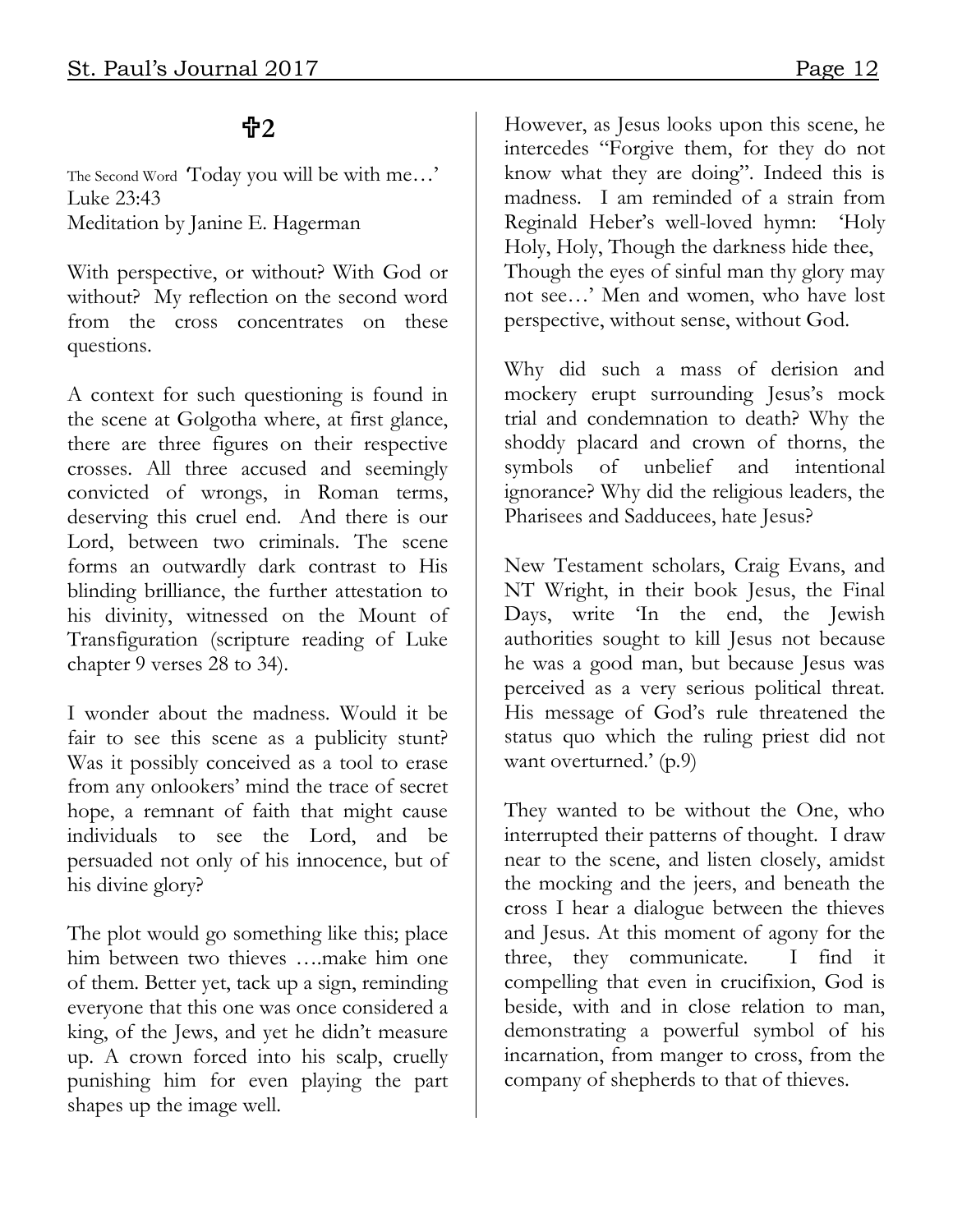## ✞2

The Second Word 'Today you will be with me…' Luke 23:43
Meditation by Janine E. Hagerman

With perspective, or without? With God or without? My reflection on the second word from the cross concentrates on these questions.

A context for such questioning is found in the scene at Golgotha where, at first glance, there are three figures on their respective crosses. All three accused and seemingly convicted of wrongs, in Roman terms, deserving this cruel end. And there is our Lord, between two criminals. The scene forms an outwardly dark contrast to His blinding brilliance, the further attestation to his divinity, witnessed on the Mount of Transfiguration (scripture reading of Luke chapter 9 verses 28 to 34).

I wonder about the madness. Would it be fair to see this scene as a publicity stunt? Was it possibly conceived as a tool to erase from any onlookers' mind the trace of secret hope, a remnant of faith that might cause individuals to see the Lord, and be persuaded not only of his innocence, but of his divine glory?

The plot would go something like this; place him between two thieves ….make him one of them. Better yet, tack up a sign, reminding everyone that this one was once considered a king, of the Jews, and yet he didn't measure up. A crown forced into his scalp, cruelly punishing him for even playing the part shapes up the image well.

However, as Jesus looks upon this scene, he intercedes "Forgive them, for they do not know what they are doing". Indeed this is madness. I am reminded of a strain from Reginald Heber's well-loved hymn: 'Holy Holy, Holy, Though the darkness hide thee, Though the eyes of sinful man thy glory may not see…' Men and women, who have lost perspective, without sense, without God.

Why did such a mass of derision and mockery erupt surrounding Jesus's mock trial and condemnation to death? Why the shoddy placard and crown of thorns, the symbols of unbelief and intentional ignorance? Why did the religious leaders, the Pharisees and Sadducees, hate Jesus?

New Testament scholars, Craig Evans, and NT Wright, in their book Jesus, the Final Days, write 'In the end, the Jewish authorities sought to kill Jesus not because he was a good man, but because Jesus was perceived as a very serious political threat. His message of God's rule threatened the status quo which the ruling priest did not want overturned.' (p.9)

They wanted to be without the One, who interrupted their patterns of thought. I draw near to the scene, and listen closely, amidst the mocking and the jeers, and beneath the cross I hear a dialogue between the thieves and Jesus. At this moment of agony for the three, they communicate. I find it compelling that even in crucifixion, God is beside, with and in close relation to man, demonstrating a powerful symbol of his incarnation, from manger to cross, from the company of shepherds to that of thieves.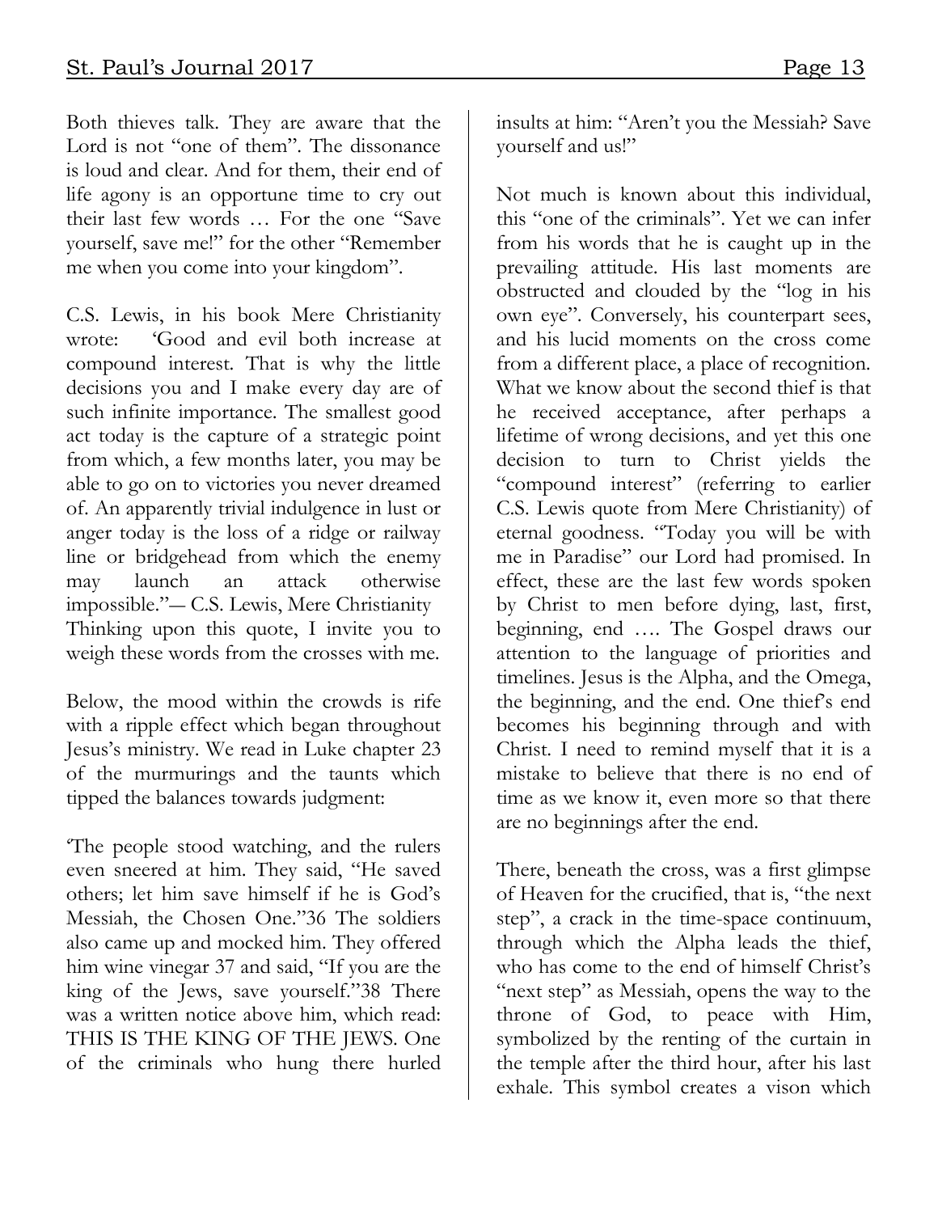Both thieves talk. They are aware that the Lord is not "one of them". The dissonance is loud and clear. And for them, their end of life agony is an opportune time to cry out their last few words … For the one "Save yourself, save me!" for the other "Remember me when you come into your kingdom".

C.S. Lewis, in his book Mere Christianity wrote: 'Good and evil both increase at compound interest. That is why the little decisions you and I make every day are of such infinite importance. The smallest good act today is the capture of a strategic point from which, a few months later, you may be able to go on to victories you never dreamed of. An apparently trivial indulgence in lust or anger today is the loss of a ridge or railway line or bridgehead from which the enemy may launch an attack otherwise impossible."― C.S. Lewis, Mere Christianity
Thinking upon this quote, I invite you to weigh these words from the crosses with me.

Below, the mood within the crowds is rife with a ripple effect which began throughout Jesus's ministry. We read in Luke chapter 23 of the murmurings and the taunts which tipped the balances towards judgment:

'The people stood watching, and the rulers even sneered at him. They said, "He saved others; let him save himself if he is God's Messiah, the Chosen One."36 The soldiers also came up and mocked him. They offered him wine vinegar 37 and said, "If you are the king of the Jews, save yourself."38 There was a written notice above him, which read: THIS IS THE KING OF THE JEWS. One of the criminals who hung there hurled insults at him: "Aren't you the Messiah? Save yourself and us!"

Not much is known about this individual, this "one of the criminals". Yet we can infer from his words that he is caught up in the prevailing attitude. His last moments are obstructed and clouded by the "log in his own eye". Conversely, his counterpart sees, and his lucid moments on the cross come from a different place, a place of recognition. What we know about the second thief is that he received acceptance, after perhaps a lifetime of wrong decisions, and yet this one decision to turn to Christ yields the "compound interest" (referring to earlier C.S. Lewis quote from Mere Christianity) of eternal goodness. "Today you will be with me in Paradise" our Lord had promised. In effect, these are the last few words spoken by Christ to men before dying, last, first, beginning, end …. The Gospel draws our attention to the language of priorities and timelines. Jesus is the Alpha, and the Omega, the beginning, and the end. One thief's end becomes his beginning through and with Christ. I need to remind myself that it is a mistake to believe that there is no end of time as we know it, even more so that there are no beginnings after the end.

There, beneath the cross, was a first glimpse of Heaven for the crucified, that is, "the next step", a crack in the time-space continuum, through which the Alpha leads the thief, who has come to the end of himself Christ's "next step" as Messiah, opens the way to the throne of God, to peace with Him, symbolized by the renting of the curtain in the temple after the third hour, after his last exhale. This symbol creates a vison which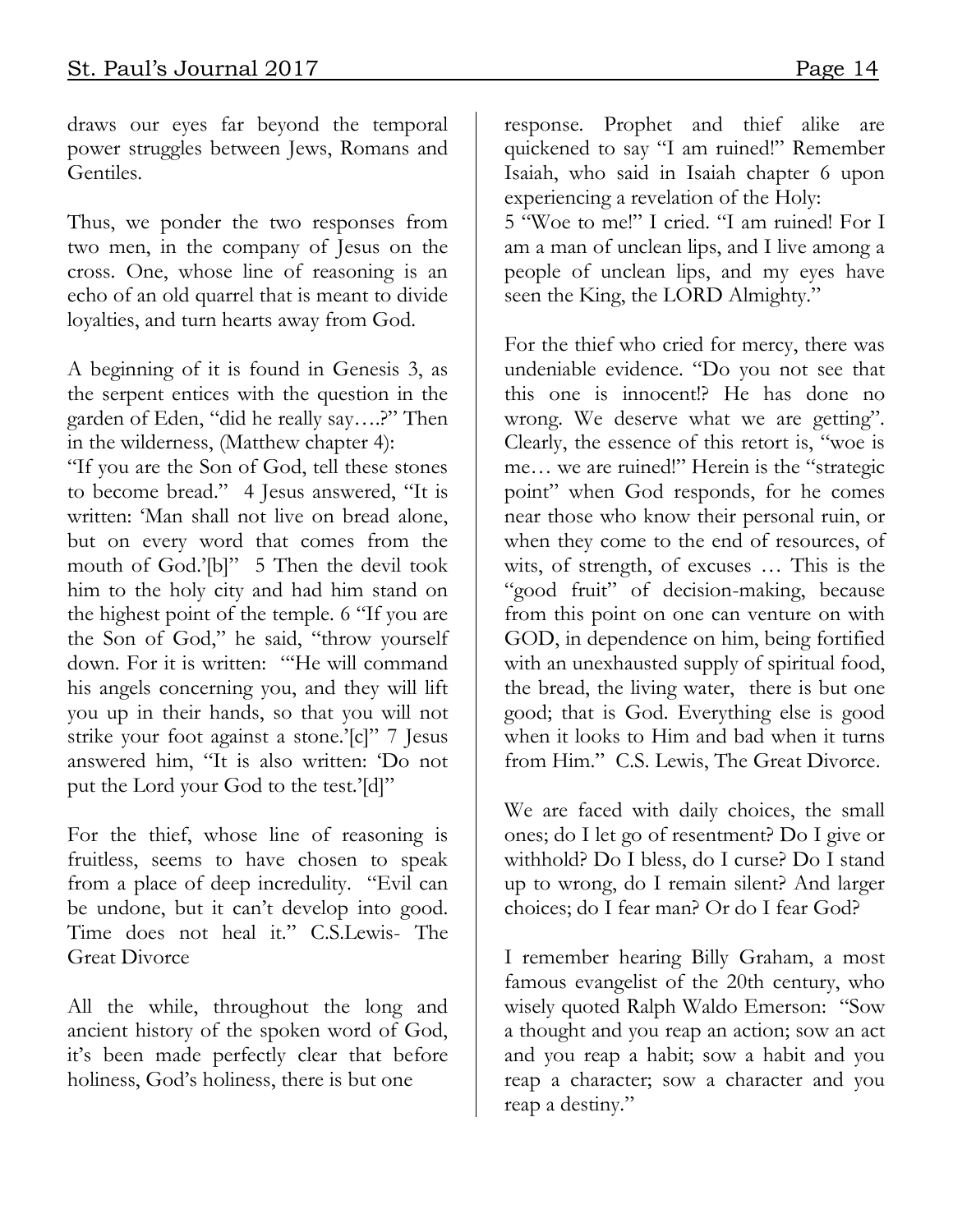draws our eyes far beyond the temporal power struggles between Jews, Romans and Gentiles.

Thus, we ponder the two responses from two men, in the company of Jesus on the cross. One, whose line of reasoning is an echo of an old quarrel that is meant to divide loyalties, and turn hearts away from God.

A beginning of it is found in Genesis 3, as the serpent entices with the question in the garden of Eden, "did he really say….?" Then in the wilderness, (Matthew chapter 4):
"If you are the Son of God, tell these stones to become bread." 4 Jesus answered, "It is written: 'Man shall not live on bread alone, but on every word that comes from the mouth of God.'[b]" 5 Then the devil took him to the holy city and had him stand on the highest point of the temple. 6 "If you are the Son of God," he said, "throw yourself down. For it is written: "'He will command his angels concerning you, and they will lift you up in their hands, so that you will not strike your foot against a stone.'[c]" 7 Jesus answered him, "It is also written: 'Do not put the Lord your God to the test.'[d]"

For the thief, whose line of reasoning is fruitless, seems to have chosen to speak from a place of deep incredulity. "Evil can be undone, but it can't develop into good. Time does not heal it." C.S.Lewis- The Great Divorce

All the while, throughout the long and ancient history of the spoken word of God, it's been made perfectly clear that before holiness, God's holiness, there is but one response. Prophet and thief alike are quickened to say "I am ruined!" Remember Isaiah, who said in Isaiah chapter 6 upon experiencing a revelation of the Holy:
5 "Woe to me!" I cried. "I am ruined! For I am a man of unclean lips, and I live among a people of unclean lips, and my eyes have seen the King, the LORD Almighty."

For the thief who cried for mercy, there was undeniable evidence. "Do you not see that this one is innocent!? He has done no wrong. We deserve what we are getting". Clearly, the essence of this retort is, "woe is me… we are ruined!" Herein is the "strategic point" when God responds, for he comes near those who know their personal ruin, or when they come to the end of resources, of wits, of strength, of excuses … This is the "good fruit" of decision-making, because from this point on one can venture on with GOD, in dependence on him, being fortified with an unexhausted supply of spiritual food, the bread, the living water, there is but one good; that is God. Everything else is good when it looks to Him and bad when it turns from Him." C.S. Lewis, The Great Divorce.

We are faced with daily choices, the small ones; do I let go of resentment? Do I give or withhold? Do I bless, do I curse? Do I stand up to wrong, do I remain silent? And larger choices; do I fear man? Or do I fear God?

I remember hearing Billy Graham, a most famous evangelist of the 20th century, who wisely quoted Ralph Waldo Emerson: "Sow a thought and you reap an action; sow an act and you reap a habit; sow a habit and you reap a character; sow a character and you reap a destiny."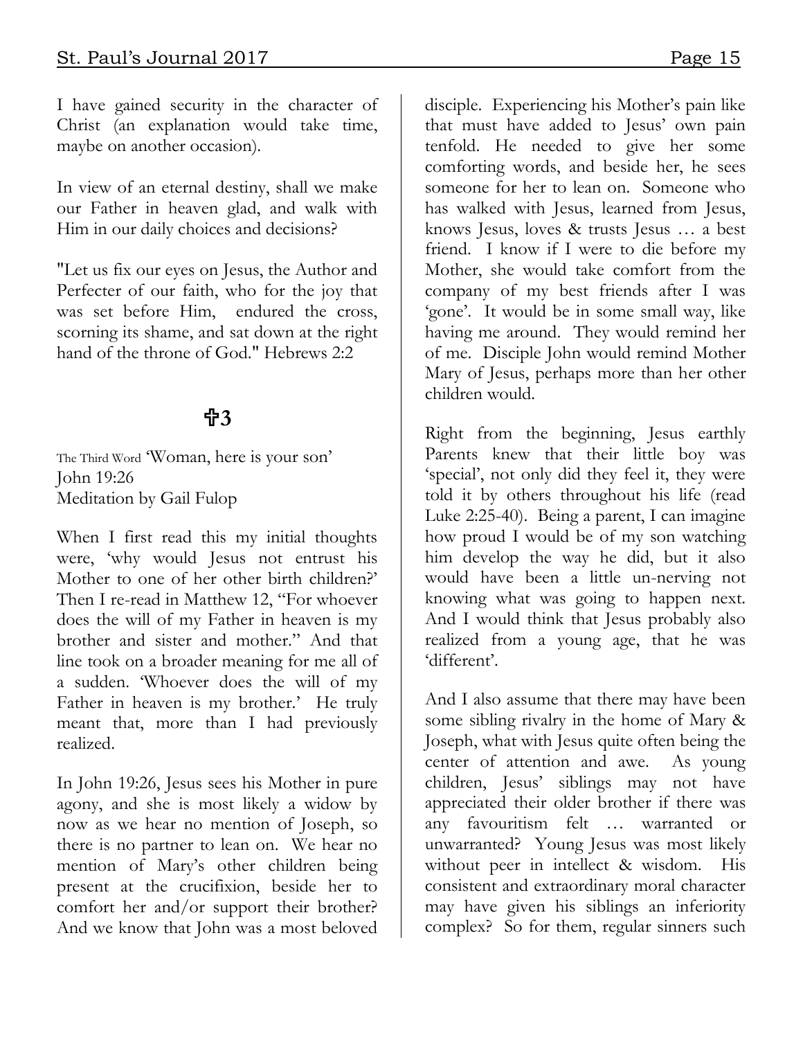I have gained security in the character of Christ (an explanation would take time, maybe on another occasion).

In view of an eternal destiny, shall we make our Father in heaven glad, and walk with Him in our daily choices and decisions?

"Let us fix our eyes on Jesus, the Author and Perfecter of our faith, who for the joy that was set before Him, endured the cross, scorning its shame, and sat down at the right hand of the throne of God." Hebrews 2:2

## ✟3

The Third Word 'Woman, here is your son'
John 19:26
Meditation by Gail Fulop

When I first read this my initial thoughts were, 'why would Jesus not entrust his Mother to one of her other birth children?' Then I re-read in Matthew 12, "For whoever does the will of my Father in heaven is my brother and sister and mother." And that line took on a broader meaning for me all of a sudden. 'Whoever does the will of my Father in heaven is my brother.' He truly meant that, more than I had previously realized.

In John 19:26, Jesus sees his Mother in pure agony, and she is most likely a widow by now as we hear no mention of Joseph, so there is no partner to lean on. We hear no mention of Mary's other children being present at the crucifixion, beside her to comfort her and/or support their brother? And we know that John was a most beloved disciple. Experiencing his Mother's pain like that must have added to Jesus' own pain tenfold. He needed to give her some comforting words, and beside her, he sees someone for her to lean on. Someone who has walked with Jesus, learned from Jesus, knows Jesus, loves & trusts Jesus … a best friend. I know if I were to die before my Mother, she would take comfort from the company of my best friends after I was 'gone'. It would be in some small way, like having me around. They would remind her of me. Disciple John would remind Mother Mary of Jesus, perhaps more than her other children would.

Right from the beginning, Jesus earthly Parents knew that their little boy was 'special', not only did they feel it, they were told it by others throughout his life (read Luke 2:25-40). Being a parent, I can imagine how proud I would be of my son watching him develop the way he did, but it also would have been a little un-nerving not knowing what was going to happen next. And I would think that Jesus probably also realized from a young age, that he was 'different'.

And I also assume that there may have been some sibling rivalry in the home of Mary & Joseph, what with Jesus quite often being the center of attention and awe. As young children, Jesus' siblings may not have appreciated their older brother if there was any favouritism felt … warranted or unwarranted? Young Jesus was most likely without peer in intellect & wisdom. His consistent and extraordinary moral character may have given his siblings an inferiority complex? So for them, regular sinners such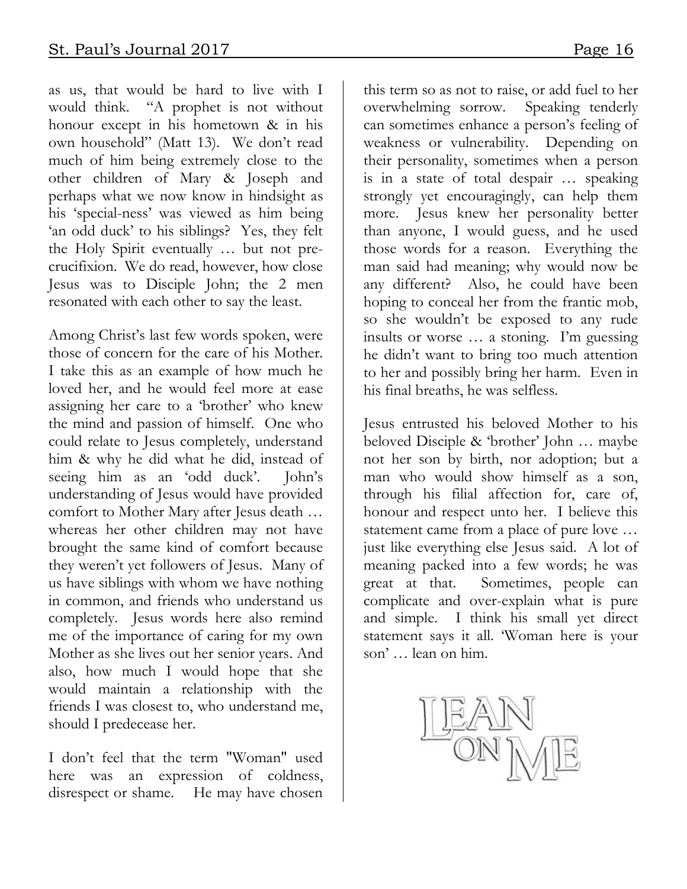as us, that would be hard to live with I would think. "A prophet is not without honour except in his hometown & in his own household" (Matt 13). We don't read much of him being extremely close to the other children of Mary & Joseph and perhaps what we now know in hindsight as his 'special-ness' was viewed as him being 'an odd duck' to his siblings? Yes, they felt the Holy Spirit eventually … but not pre-crucifixion. We do read, however, how close Jesus was to Disciple John; the 2 men resonated with each other to say the least.

Among Christ's last few words spoken, were those of concern for the care of his Mother. I take this as an example of how much he loved her, and he would feel more at ease assigning her care to a 'brother' who knew the mind and passion of himself. One who could relate to Jesus completely, understand him & why he did what he did, instead of seeing him as an 'odd duck'. John's understanding of Jesus would have provided comfort to Mother Mary after Jesus death … whereas her other children may not have brought the same kind of comfort because they weren't yet followers of Jesus. Many of us have siblings with whom we have nothing in common, and friends who understand us completely. Jesus words here also remind me of the importance of caring for my own Mother as she lives out her senior years. And also, how much I would hope that she would maintain a relationship with the friends I was closest to, who understand me, should I predecease her.

I don't feel that the term "Woman" used here was an expression of coldness, disrespect or shame. He may have chosen this term so as not to raise, or add fuel to her overwhelming sorrow. Speaking tenderly can sometimes enhance a person's feeling of weakness or vulnerability. Depending on their personality, sometimes when a person is in a state of total despair … speaking strongly yet encouragingly, can help them more. Jesus knew her personality better than anyone, I would guess, and he used those words for a reason. Everything the man said had meaning; why would now be any different? Also, he could have been hoping to conceal her from the frantic mob, so she wouldn't be exposed to any rude insults or worse … a stoning. I'm guessing he didn't want to bring too much attention to her and possibly bring her harm. Even in his final breaths, he was selfless.

Jesus entrusted his beloved Mother to his beloved Disciple & 'brother' John … maybe not her son by birth, nor adoption; but a man who would show himself as a son, through his filial affection for, care of, honour and respect unto her. I believe this statement came from a place of pure love … just like everything else Jesus said. A lot of meaning packed into a few words; he was great at that. Sometimes, people can complicate and over-explain what is pure and simple. I think his small yet direct statement says it all. 'Woman here is your son' … lean on him.

LEAN ON ME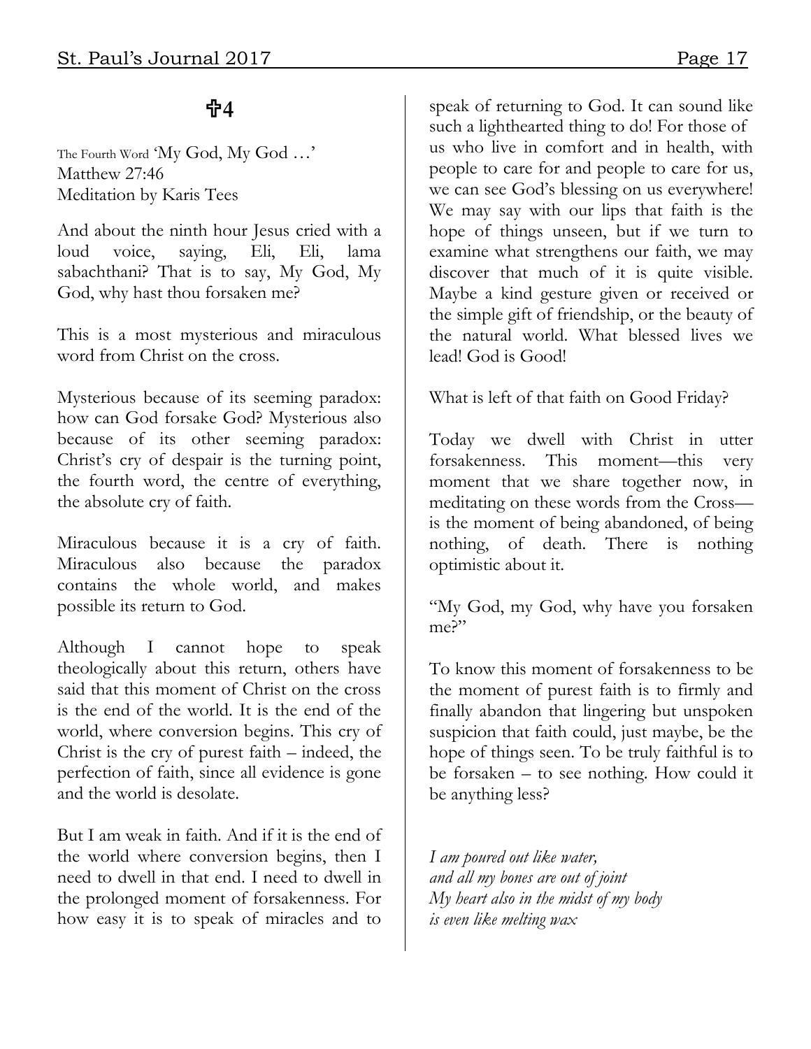# ✞4

The Fourth Word 'My God, My God …'
Matthew 27:46
Meditation by Karis Tees

And about the ninth hour Jesus cried with a loud voice, saying, Eli, Eli, lama sabachthani? That is to say, My God, My God, why hast thou forsaken me?

This is a most mysterious and miraculous word from Christ on the cross.

Mysterious because of its seeming paradox: how can God forsake God? Mysterious also because of its other seeming paradox: Christ's cry of despair is the turning point, the fourth word, the centre of everything, the absolute cry of faith.

Miraculous because it is a cry of faith. Miraculous also because the paradox contains the whole world, and makes possible its return to God.

Although I cannot hope to speak theologically about this return, others have said that this moment of Christ on the cross is the end of the world. It is the end of the world, where conversion begins. This cry of Christ is the cry of purest faith – indeed, the perfection of faith, since all evidence is gone and the world is desolate.

But I am weak in faith. And if it is the end of the world where conversion begins, then I need to dwell in that end. I need to dwell in the prolonged moment of forsakenness. For how easy it is to speak of miracles and to speak of returning to God. It can sound like such a lighthearted thing to do! For those of us who live in comfort and in health, with people to care for and people to care for us, we can see God's blessing on us everywhere! We may say with our lips that faith is the hope of things unseen, but if we turn to examine what strengthens our faith, we may discover that much of it is quite visible. Maybe a kind gesture given or received or the simple gift of friendship, or the beauty of the natural world. What blessed lives we lead! God is Good!

What is left of that faith on Good Friday?

Today we dwell with Christ in utter forsakenness. This moment—this very moment that we share together now, in meditating on these words from the Cross—is the moment of being abandoned, of being nothing, of death. There is nothing optimistic about it.

"My God, my God, why have you forsaken me?"

To know this moment of forsakenness to be the moment of purest faith is to firmly and finally abandon that lingering but unspoken suspicion that faith could, just maybe, be the hope of things seen. To be truly faithful is to be forsaken – to see nothing. How could it be anything less?

*I am poured out like water,*
*and all my bones are out of joint*
*My heart also in the midst of my body*
*is even like melting wax*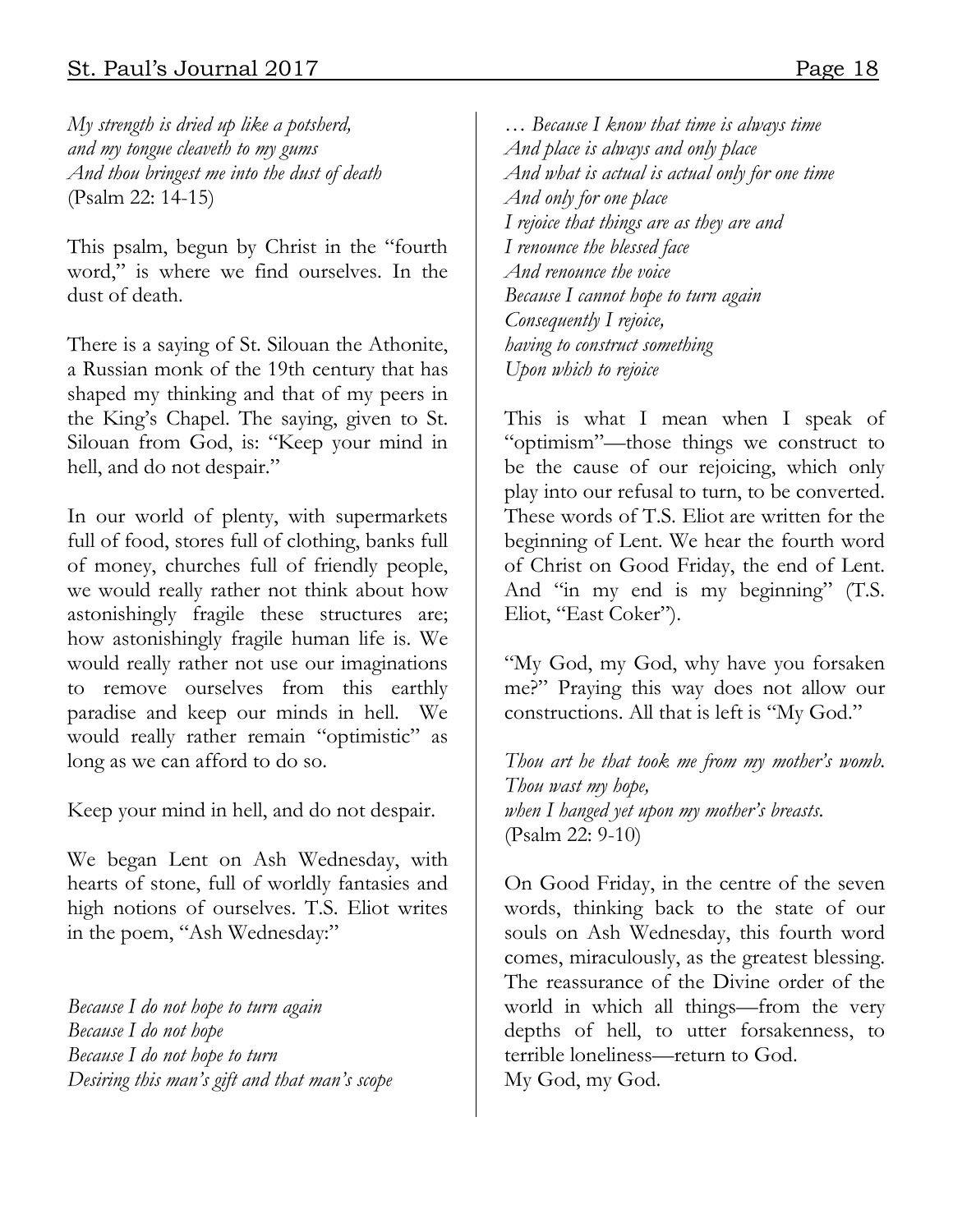*My strength is dried up like a potsherd,*
*and my tongue cleaveth to my gums*
*And thou bringest me into the dust of death*
(Psalm 22: 14-15)

This psalm, begun by Christ in the "fourth word," is where we find ourselves. In the dust of death.

There is a saying of St. Silouan the Athonite, a Russian monk of the 19th century that has shaped my thinking and that of my peers in the King's Chapel. The saying, given to St. Silouan from God, is: "Keep your mind in hell, and do not despair."

In our world of plenty, with supermarkets full of food, stores full of clothing, banks full of money, churches full of friendly people, we would really rather not think about how astonishingly fragile these structures are; how astonishingly fragile human life is. We would really rather not use our imaginations to remove ourselves from this earthly paradise and keep our minds in hell. We would really rather remain "optimistic" as long as we can afford to do so.

Keep your mind in hell, and do not despair.

We began Lent on Ash Wednesday, with hearts of stone, full of worldly fantasies and high notions of ourselves. T.S. Eliot writes in the poem, "Ash Wednesday:"

*Because I do not hope to turn again*
*Because I do not hope*
*Because I do not hope to turn*
*Desiring this man's gift and that man's scope*

*… Because I know that time is always time*
*And place is always and only place*
*And what is actual is actual only for one time*
*And only for one place*
*I rejoice that things are as they are and*
*I renounce the blessed face*
*And renounce the voice*
*Because I cannot hope to turn again*
*Consequently I rejoice,*
*having to construct something*
*Upon which to rejoice*

This is what I mean when I speak of "optimism"—those things we construct to be the cause of our rejoicing, which only play into our refusal to turn, to be converted. These words of T.S. Eliot are written for the beginning of Lent. We hear the fourth word of Christ on Good Friday, the end of Lent. And "in my end is my beginning" (T.S. Eliot, "East Coker").

"My God, my God, why have you forsaken me?" Praying this way does not allow our constructions. All that is left is "My God."

*Thou art he that took me from my mother's womb.*
*Thou wast my hope,*
*when I hanged yet upon my mother's breasts.*
(Psalm 22: 9-10)

On Good Friday, in the centre of the seven words, thinking back to the state of our souls on Ash Wednesday, this fourth word comes, miraculously, as the greatest blessing. The reassurance of the Divine order of the world in which all things—from the very depths of hell, to utter forsakenness, to terrible loneliness—return to God.
My God, my God.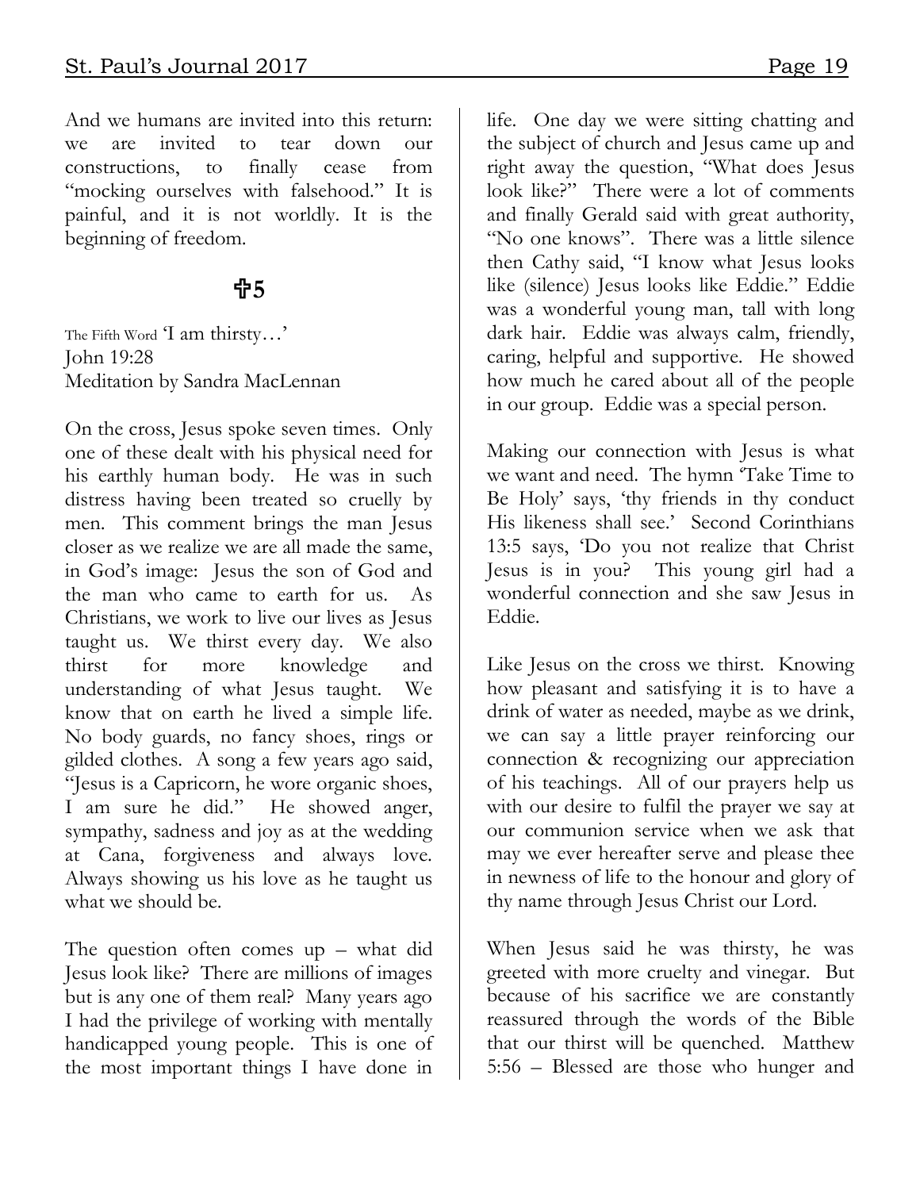And we humans are invited into this return: we are invited to tear down our constructions, to finally cease from "mocking ourselves with falsehood." It is painful, and it is not worldly. It is the beginning of freedom.

## ✠5

The Fifth Word 'I am thirsty…'
John 19:28
Meditation by Sandra MacLennan

On the cross, Jesus spoke seven times. Only one of these dealt with his physical need for his earthly human body. He was in such distress having been treated so cruelly by men. This comment brings the man Jesus closer as we realize we are all made the same, in God's image: Jesus the son of God and the man who came to earth for us. As Christians, we work to live our lives as Jesus taught us. We thirst every day. We also thirst for more knowledge and understanding of what Jesus taught. We know that on earth he lived a simple life. No body guards, no fancy shoes, rings or gilded clothes. A song a few years ago said, "Jesus is a Capricorn, he wore organic shoes, I am sure he did." He showed anger, sympathy, sadness and joy as at the wedding at Cana, forgiveness and always love. Always showing us his love as he taught us what we should be.

The question often comes up – what did Jesus look like? There are millions of images but is any one of them real? Many years ago I had the privilege of working with mentally handicapped young people. This is one of the most important things I have done in life. One day we were sitting chatting and the subject of church and Jesus came up and right away the question, "What does Jesus look like?" There were a lot of comments and finally Gerald said with great authority, "No one knows". There was a little silence then Cathy said, "I know what Jesus looks like (silence) Jesus looks like Eddie." Eddie was a wonderful young man, tall with long dark hair. Eddie was always calm, friendly, caring, helpful and supportive. He showed how much he cared about all of the people in our group. Eddie was a special person.

Making our connection with Jesus is what we want and need. The hymn 'Take Time to Be Holy' says, 'thy friends in thy conduct His likeness shall see.' Second Corinthians 13:5 says, 'Do you not realize that Christ Jesus is in you? This young girl had a wonderful connection and she saw Jesus in Eddie.

Like Jesus on the cross we thirst. Knowing how pleasant and satisfying it is to have a drink of water as needed, maybe as we drink, we can say a little prayer reinforcing our connection & recognizing our appreciation of his teachings. All of our prayers help us with our desire to fulfil the prayer we say at our communion service when we ask that may we ever hereafter serve and please thee in newness of life to the honour and glory of thy name through Jesus Christ our Lord.

When Jesus said he was thirsty, he was greeted with more cruelty and vinegar. But because of his sacrifice we are constantly reassured through the words of the Bible that our thirst will be quenched. Matthew 5:56 – Blessed are those who hunger and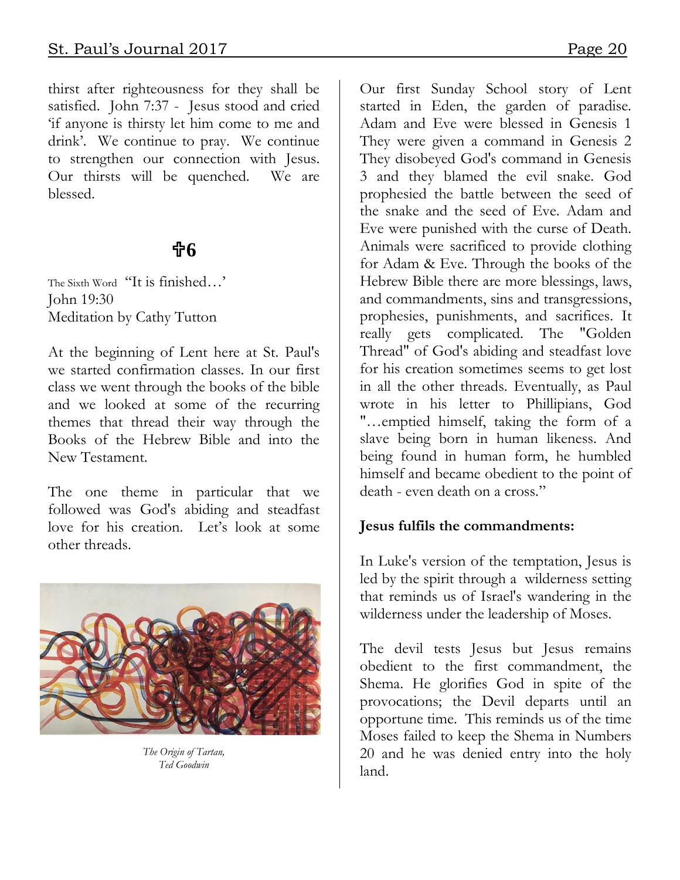thirst after righteousness for they shall be satisfied. John 7:37 - Jesus stood and cried 'if anyone is thirsty let him come to me and drink'. We continue to pray. We continue to strengthen our connection with Jesus. Our thirsts will be quenched. We are blessed.

## ✞6

The Sixth Word "It is finished…'
John 19:30
Meditation by Cathy Tutton

At the beginning of Lent here at St. Paul's we started confirmation classes. In our first class we went through the books of the bible and we looked at some of the recurring themes that thread their way through the Books of the Hebrew Bible and into the New Testament.

The one theme in particular that we followed was God's abiding and steadfast love for his creation. Let's look at some other threads.

*The Origin of Tartan, Ted Goodwin*

Our first Sunday School story of Lent started in Eden, the garden of paradise. Adam and Eve were blessed in Genesis 1 They were given a command in Genesis 2 They disobeyed God's command in Genesis 3 and they blamed the evil snake. God prophesied the battle between the seed of the snake and the seed of Eve. Adam and Eve were punished with the curse of Death. Animals were sacrificed to provide clothing for Adam & Eve. Through the books of the Hebrew Bible there are more blessings, laws, and commandments, sins and transgressions, prophesies, punishments, and sacrifices. It really gets complicated. The "Golden Thread" of God's abiding and steadfast love for his creation sometimes seems to get lost in all the other threads. Eventually, as Paul wrote in his letter to Phillipians, God "…emptied himself, taking the form of a slave being born in human likeness. And being found in human form, he humbled himself and became obedient to the point of death - even death on a cross."

**Jesus fulfils the commandments:**

In Luke's version of the temptation, Jesus is led by the spirit through a wilderness setting that reminds us of Israel's wandering in the wilderness under the leadership of Moses.

The devil tests Jesus but Jesus remains obedient to the first commandment, the Shema. He glorifies God in spite of the provocations; the Devil departs until an opportune time. This reminds us of the time Moses failed to keep the Shema in Numbers 20 and he was denied entry into the holy land.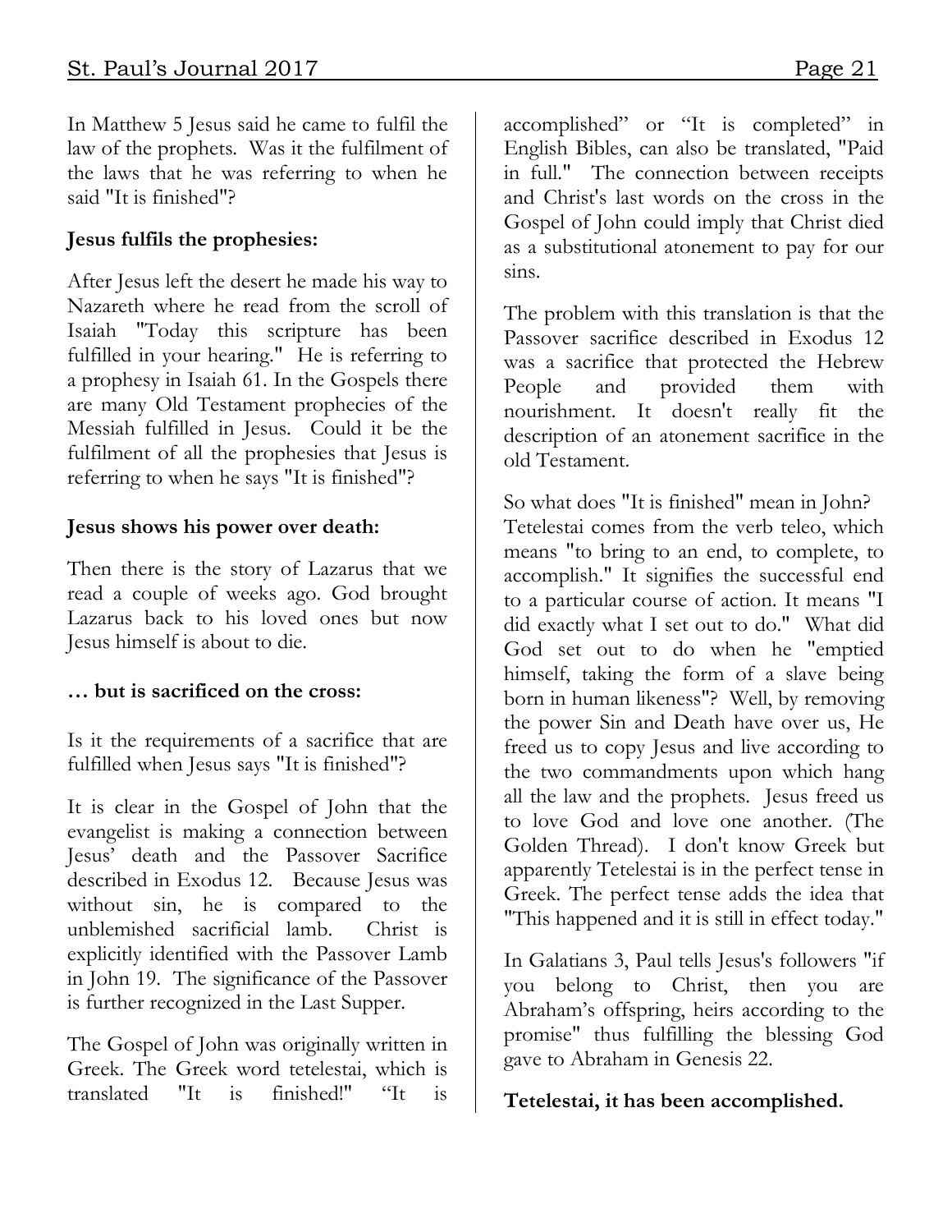In Matthew 5 Jesus said he came to fulfil the law of the prophets. Was it the fulfilment of the laws that he was referring to when he said "It is finished"?

**Jesus fulfils the prophesies:**

After Jesus left the desert he made his way to Nazareth where he read from the scroll of Isaiah "Today this scripture has been fulfilled in your hearing." He is referring to a prophesy in Isaiah 61. In the Gospels there are many Old Testament prophecies of the Messiah fulfilled in Jesus. Could it be the fulfilment of all the prophesies that Jesus is referring to when he says "It is finished"?

**Jesus shows his power over death:**

Then there is the story of Lazarus that we read a couple of weeks ago. God brought Lazarus back to his loved ones but now Jesus himself is about to die.

**… but is sacrificed on the cross:**

Is it the requirements of a sacrifice that are fulfilled when Jesus says "It is finished"?

It is clear in the Gospel of John that the evangelist is making a connection between Jesus' death and the Passover Sacrifice described in Exodus 12. Because Jesus was without sin, he is compared to the unblemished sacrificial lamb. Christ is explicitly identified with the Passover Lamb in John 19. The significance of the Passover is further recognized in the Last Supper.

The Gospel of John was originally written in Greek. The Greek word tetelestai, which is translated "It is finished!" "It is accomplished" or "It is completed" in English Bibles, can also be translated, "Paid in full." The connection between receipts and Christ's last words on the cross in the Gospel of John could imply that Christ died as a substitutional atonement to pay for our sins.

The problem with this translation is that the Passover sacrifice described in Exodus 12 was a sacrifice that protected the Hebrew People and provided them with nourishment. It doesn't really fit the description of an atonement sacrifice in the old Testament.

So what does "It is finished" mean in John? Tetelestai comes from the verb teleo, which means "to bring to an end, to complete, to accomplish." It signifies the successful end to a particular course of action. It means "I did exactly what I set out to do." What did God set out to do when he "emptied himself, taking the form of a slave being born in human likeness"? Well, by removing the power Sin and Death have over us, He freed us to copy Jesus and live according to the two commandments upon which hang all the law and the prophets. Jesus freed us to love God and love one another. (The Golden Thread). I don't know Greek but apparently Tetelestai is in the perfect tense in Greek. The perfect tense adds the idea that "This happened and it is still in effect today."

In Galatians 3, Paul tells Jesus's followers "if you belong to Christ, then you are Abraham's offspring, heirs according to the promise" thus fulfilling the blessing God gave to Abraham in Genesis 22.

**Tetelestai, it has been accomplished.**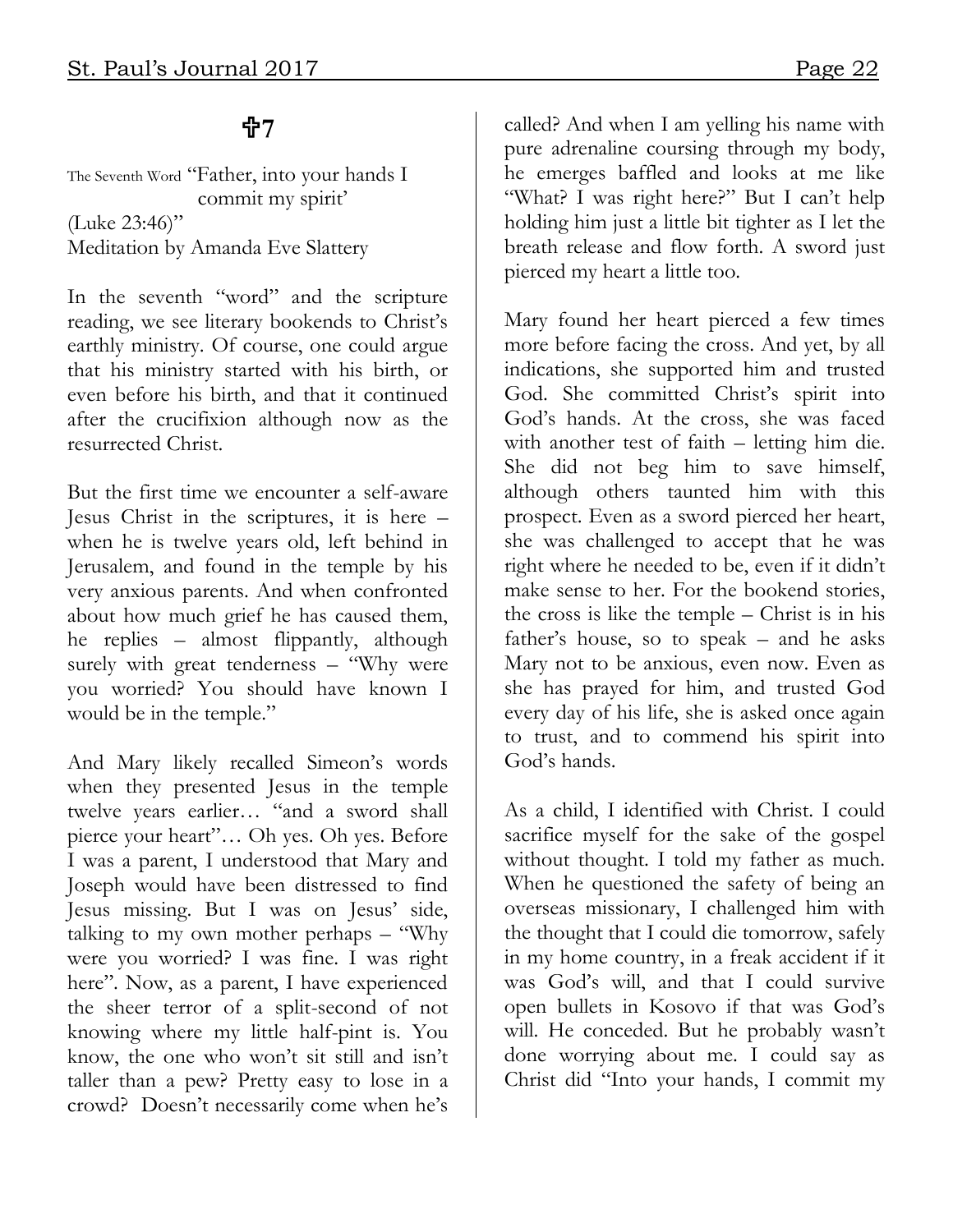# ✞7

The Seventh Word "Father, into your hands I commit my spirit'

(Luke 23:46)"

Meditation by Amanda Eve Slattery

In the seventh "word" and the scripture reading, we see literary bookends to Christ's earthly ministry. Of course, one could argue that his ministry started with his birth, or even before his birth, and that it continued after the crucifixion although now as the resurrected Christ.

But the first time we encounter a self-aware Jesus Christ in the scriptures, it is here – when he is twelve years old, left behind in Jerusalem, and found in the temple by his very anxious parents. And when confronted about how much grief he has caused them, he replies – almost flippantly, although surely with great tenderness – "Why were you worried? You should have known I would be in the temple."

And Mary likely recalled Simeon's words when they presented Jesus in the temple twelve years earlier… "and a sword shall pierce your heart"… Oh yes. Oh yes. Before I was a parent, I understood that Mary and Joseph would have been distressed to find Jesus missing. But I was on Jesus' side, talking to my own mother perhaps – "Why were you worried? I was fine. I was right here". Now, as a parent, I have experienced the sheer terror of a split-second of not knowing where my little half-pint is. You know, the one who won't sit still and isn't taller than a pew? Pretty easy to lose in a crowd? Doesn't necessarily come when he's called? And when I am yelling his name with pure adrenaline coursing through my body, he emerges baffled and looks at me like "What? I was right here?" But I can't help holding him just a little bit tighter as I let the breath release and flow forth. A sword just pierced my heart a little too.

Mary found her heart pierced a few times more before facing the cross. And yet, by all indications, she supported him and trusted God. She committed Christ's spirit into God's hands. At the cross, she was faced with another test of faith – letting him die. She did not beg him to save himself, although others taunted him with this prospect. Even as a sword pierced her heart, she was challenged to accept that he was right where he needed to be, even if it didn't make sense to her. For the bookend stories, the cross is like the temple – Christ is in his father's house, so to speak – and he asks Mary not to be anxious, even now. Even as she has prayed for him, and trusted God every day of his life, she is asked once again to trust, and to commend his spirit into God's hands.

As a child, I identified with Christ. I could sacrifice myself for the sake of the gospel without thought. I told my father as much. When he questioned the safety of being an overseas missionary, I challenged him with the thought that I could die tomorrow, safely in my home country, in a freak accident if it was God's will, and that I could survive open bullets in Kosovo if that was God's will. He conceded. But he probably wasn't done worrying about me. I could say as Christ did "Into your hands, I commit my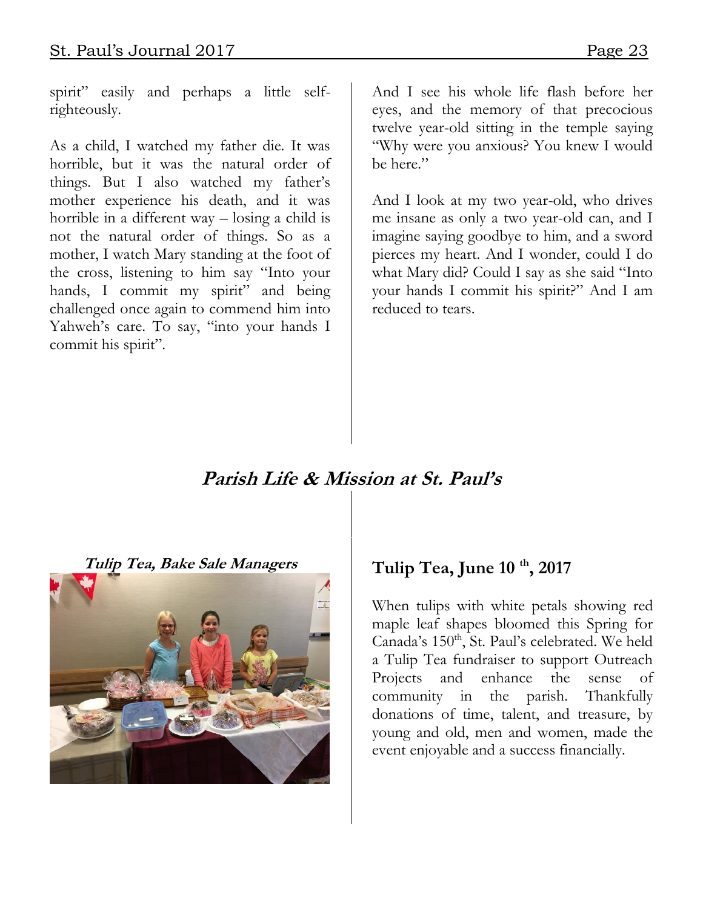spirit" easily and perhaps a little self-righteously.

As a child, I watched my father die. It was horrible, but it was the natural order of things. But I also watched my father's mother experience his death, and it was horrible in a different way – losing a child is not the natural order of things. So as a mother, I watch Mary standing at the foot of the cross, listening to him say "Into your hands, I commit my spirit" and being challenged once again to commend him into Yahweh's care. To say, "into your hands I commit his spirit".

And I see his whole life flash before her eyes, and the memory of that precocious twelve year-old sitting in the temple saying "Why were you anxious? You knew I would be here."

And I look at my two year-old, who drives me insane as only a two year-old can, and I imagine saying goodbye to him, and a sword pierces my heart. And I wonder, could I do what Mary did? Could I say as she said "Into your hands I commit his spirit?" And I am reduced to tears.

## *Parish Life & Mission at St. Paul's*

***Tulip Tea, Bake Sale Managers***

### Tulip Tea, June 10 th, 2017

When tulips with white petals showing red maple leaf shapes bloomed this Spring for Canada's 150th, St. Paul's celebrated. We held a Tulip Tea fundraiser to support Outreach Projects and enhance the sense of community in the parish. Thankfully donations of time, talent, and treasure, by young and old, men and women, made the event enjoyable and a success financially.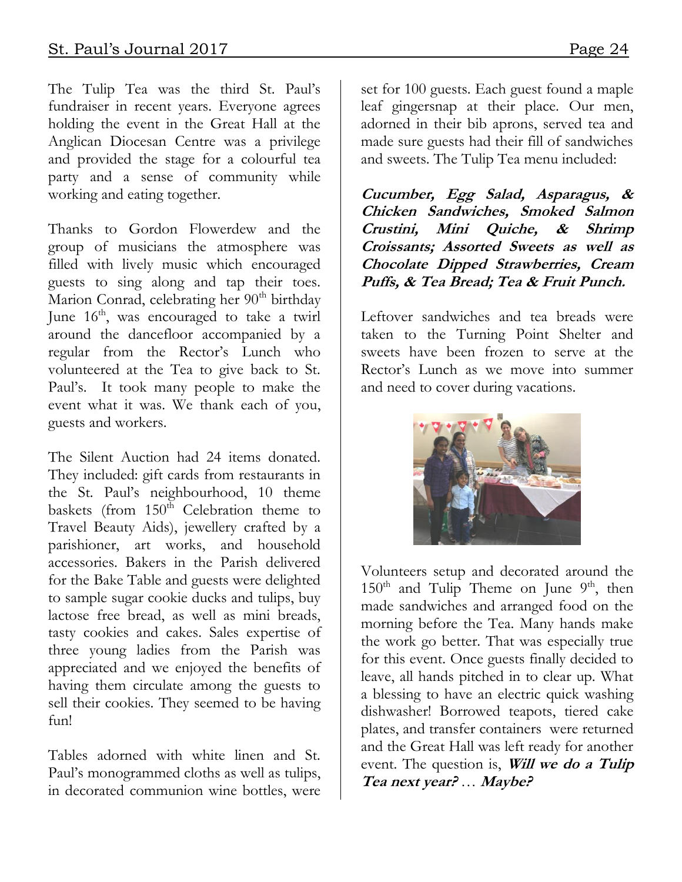The Tulip Tea was the third St. Paul's fundraiser in recent years. Everyone agrees holding the event in the Great Hall at the Anglican Diocesan Centre was a privilege and provided the stage for a colourful tea party and a sense of community while working and eating together.

Thanks to Gordon Flowerdew and the group of musicians the atmosphere was filled with lively music which encouraged guests to sing along and tap their toes. Marion Conrad, celebrating her 90th birthday June 16th, was encouraged to take a twirl around the dancefloor accompanied by a regular from the Rector's Lunch who volunteered at the Tea to give back to St. Paul's. It took many people to make the event what it was. We thank each of you, guests and workers.

The Silent Auction had 24 items donated. They included: gift cards from restaurants in the St. Paul's neighbourhood, 10 theme baskets (from 150th Celebration theme to Travel Beauty Aids), jewellery crafted by a parishioner, art works, and household accessories. Bakers in the Parish delivered for the Bake Table and guests were delighted to sample sugar cookie ducks and tulips, buy lactose free bread, as well as mini breads, tasty cookies and cakes. Sales expertise of three young ladies from the Parish was appreciated and we enjoyed the benefits of having them circulate among the guests to sell their cookies. They seemed to be having fun!

Tables adorned with white linen and St. Paul's monogrammed cloths as well as tulips, in decorated communion wine bottles, were set for 100 guests. Each guest found a maple leaf gingersnap at their place. Our men, adorned in their bib aprons, served tea and made sure guests had their fill of sandwiches and sweets. The Tulip Tea menu included:

***Cucumber, Egg Salad, Asparagus, & Chicken Sandwiches, Smoked Salmon Crustini, Mini Quiche, & Shrimp Croissants; Assorted Sweets as well as Chocolate Dipped Strawberries, Cream Puffs, & Tea Bread; Tea & Fruit Punch.***

Leftover sandwiches and tea breads were taken to the Turning Point Shelter and sweets have been frozen to serve at the Rector's Lunch as we move into summer and need to cover during vacations.

Volunteers setup and decorated around the 150th and Tulip Theme on June 9th, then made sandwiches and arranged food on the morning before the Tea. Many hands make the work go better. That was especially true for this event. Once guests finally decided to leave, all hands pitched in to clear up. What a blessing to have an electric quick washing dishwasher! Borrowed teapots, tiered cake plates, and transfer containers were returned and the Great Hall was left ready for another event. The question is, ***Will we do a Tulip Tea next year?*** … ***Maybe?***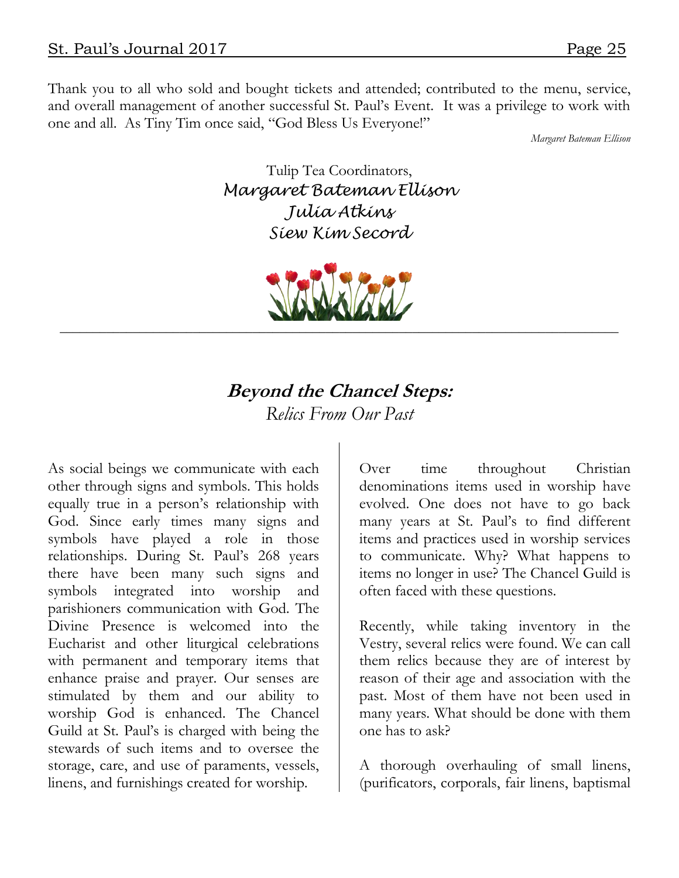Thank you to all who sold and bought tickets and attended; contributed to the menu, service, and overall management of another successful St. Paul's Event. It was a privilege to work with one and all. As Tiny Tim once said, "God Bless Us Everyone!"

*Margaret Bateman Ellison*

Tulip Tea Coordinators,
*Margaret Bateman Ellison*
*Julia Atkins*
*Siew Kim Secord*

---

## Beyond the Chancel Steps:
*Relics From Our Past*

As social beings we communicate with each other through signs and symbols. This holds equally true in a person's relationship with God. Since early times many signs and symbols have played a role in those relationships. During St. Paul's 268 years there have been many such signs and symbols integrated into worship and parishioners communication with God. The Divine Presence is welcomed into the Eucharist and other liturgical celebrations with permanent and temporary items that enhance praise and prayer. Our senses are stimulated by them and our ability to worship God is enhanced. The Chancel Guild at St. Paul's is charged with being the stewards of such items and to oversee the storage, care, and use of paraments, vessels, linens, and furnishings created for worship.

Over time throughout Christian denominations items used in worship have evolved. One does not have to go back many years at St. Paul's to find different items and practices used in worship services to communicate. Why? What happens to items no longer in use? The Chancel Guild is often faced with these questions.

Recently, while taking inventory in the Vestry, several relics were found. We can call them relics because they are of interest by reason of their age and association with the past. Most of them have not been used in many years. What should be done with them one has to ask?

A thorough overhauling of small linens, (purificators, corporals, fair linens, baptismal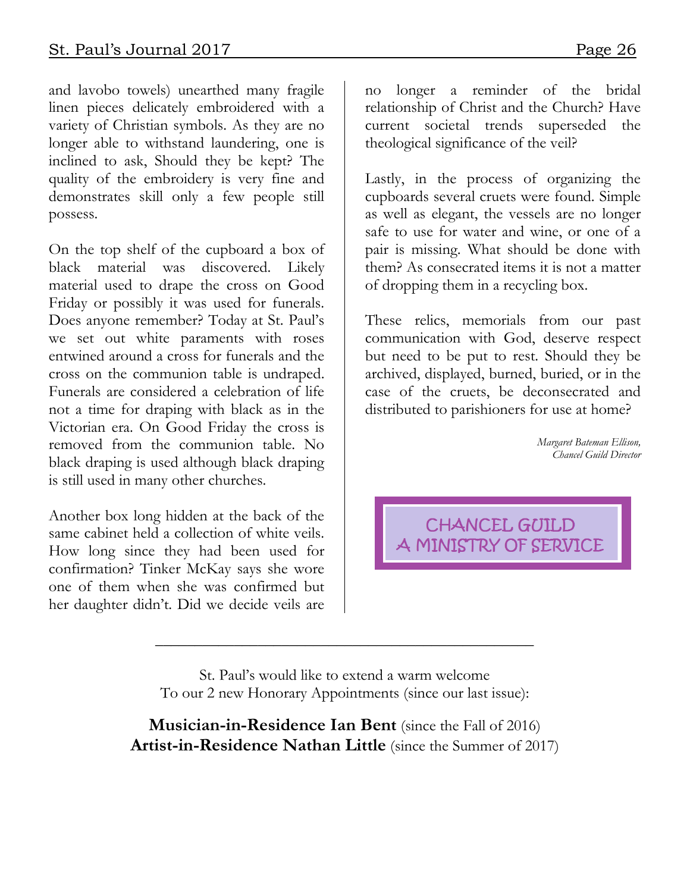and lavobo towels) unearthed many fragile linen pieces delicately embroidered with a variety of Christian symbols. As they are no longer able to withstand laundering, one is inclined to ask, Should they be kept? The quality of the embroidery is very fine and demonstrates skill only a few people still possess.

On the top shelf of the cupboard a box of black material was discovered. Likely material used to drape the cross on Good Friday or possibly it was used for funerals. Does anyone remember? Today at St. Paul's we set out white paraments with roses entwined around a cross for funerals and the cross on the communion table is undraped. Funerals are considered a celebration of life not a time for draping with black as in the Victorian era. On Good Friday the cross is removed from the communion table. No black draping is used although black draping is still used in many other churches.

Another box long hidden at the back of the same cabinet held a collection of white veils. How long since they had been used for confirmation? Tinker McKay says she wore one of them when she was confirmed but her daughter didn't. Did we decide veils are no longer a reminder of the bridal relationship of Christ and the Church? Have current societal trends superseded the theological significance of the veil?

Lastly, in the process of organizing the cupboards several cruets were found. Simple as well as elegant, the vessels are no longer safe to use for water and wine, or one of a pair is missing. What should be done with them? As consecrated items it is not a matter of dropping them in a recycling box.

These relics, memorials from our past communication with God, deserve respect but need to be put to rest. Should they be archived, displayed, burned, buried, or in the case of the cruets, be deconsecrated and distributed to parishioners for use at home?

*Margaret Bateman Ellison,*
*Chancel Guild Director*

CHANCEL GUILD
A MINISTRY OF SERVICE

---

St. Paul's would like to extend a warm welcome
To our 2 new Honorary Appointments (since our last issue):

**Musician-in-Residence Ian Bent** (since the Fall of 2016)
**Artist-in-Residence Nathan Little** (since the Summer of 2017)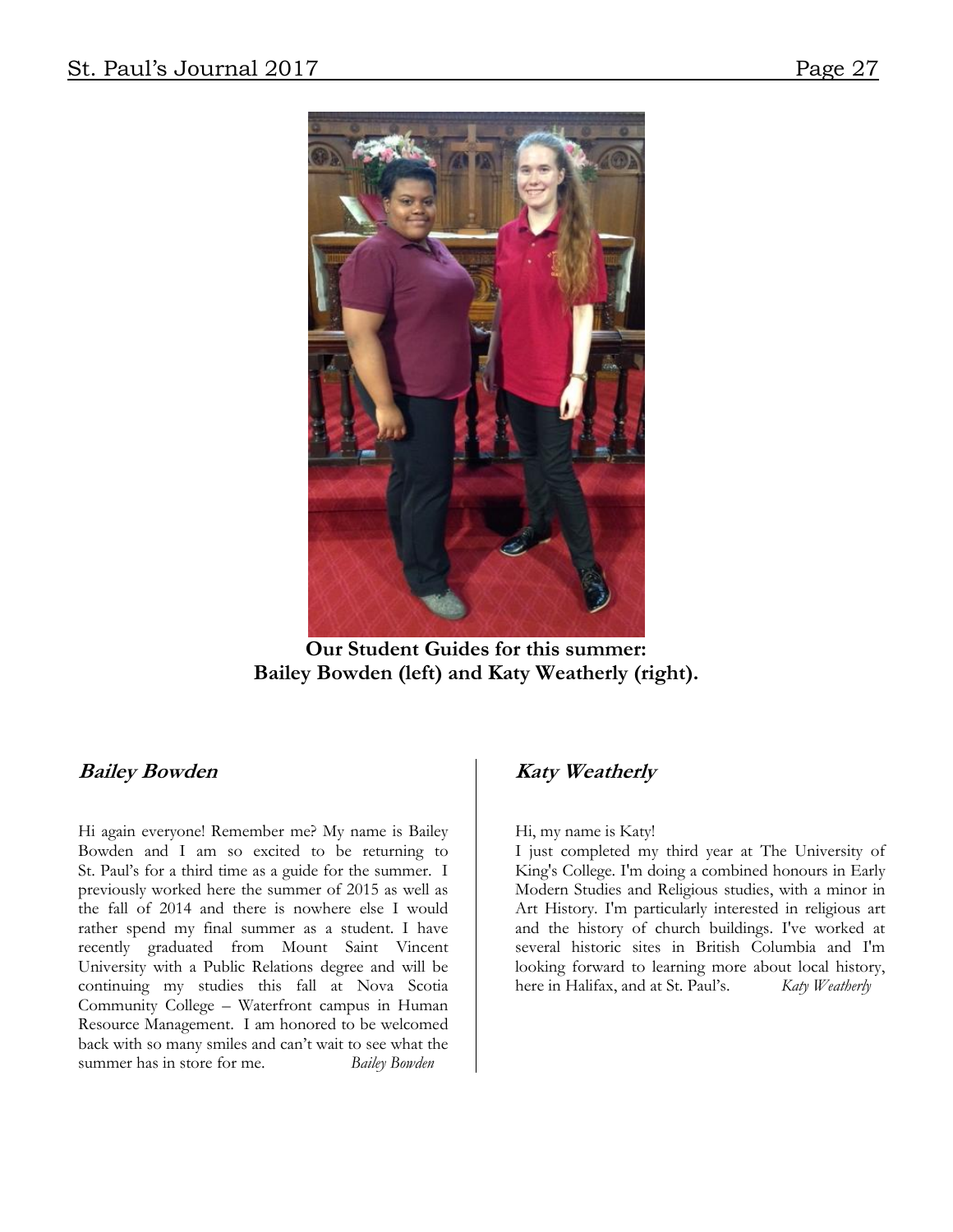**Our Student Guides for this summer:**
**Bailey Bowden (left) and Katy Weatherly (right).**

### *Bailey Bowden*

Hi again everyone! Remember me? My name is Bailey Bowden and I am so excited to be returning to St. Paul's for a third time as a guide for the summer. I previously worked here the summer of 2015 as well as the fall of 2014 and there is nowhere else I would rather spend my final summer as a student. I have recently graduated from Mount Saint Vincent University with a Public Relations degree and will be continuing my studies this fall at Nova Scotia Community College – Waterfront campus in Human Resource Management. I am honored to be welcomed back with so many smiles and can't wait to see what the summer has in store for me. *Bailey Bowden*

### *Katy Weatherly*

Hi, my name is Katy!
I just completed my third year at The University of King's College. I'm doing a combined honours in Early Modern Studies and Religious studies, with a minor in Art History. I'm particularly interested in religious art and the history of church buildings. I've worked at several historic sites in British Columbia and I'm looking forward to learning more about local history, here in Halifax, and at St. Paul's. *Katy Weatherly*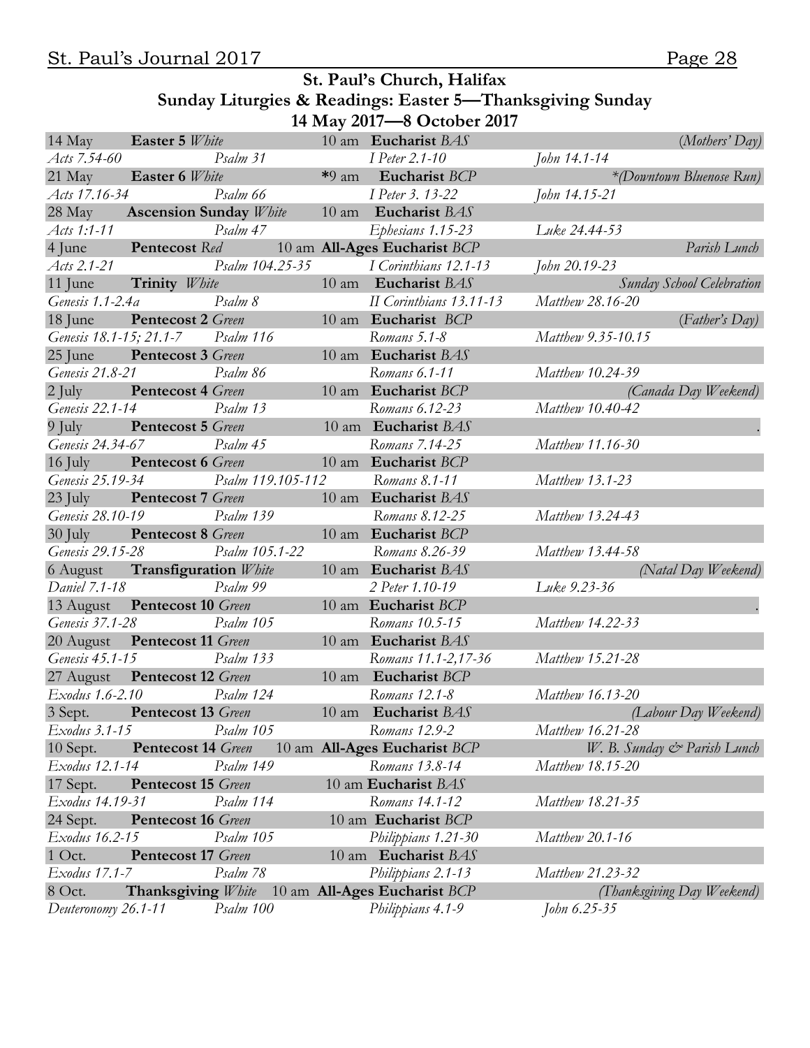# St. Paul's Church, Halifax

## Sunday Liturgies & Readings: Easter 5—Thanksgiving Sunday

### 14 May 2017—8 October 2017

| | | | | |
|---|---|---|---|---|
| 14 May | **Easter 5** *White* | 10 am **Eucharist** *BAS* | | (*Mothers' Day)* |
| *Acts 7.54-60* | *Psalm 31* | *I Peter 2.1-10* | *John 14.1-14* | |
| 21 May | **Easter 6** *White* | **\***9 am **Eucharist** *BCP* | | *\*(Downtown Bluenose Run)* |
| *Acts 17.16-34* | *Psalm 66* | *I Peter 3. 13-22* | *John 14.15-21* | |
| 28 May | **Ascension Sunday** *White* | 10 am **Eucharist** *BAS* | | |
| *Acts 1:1-11* | *Psalm 47* | *Ephesians 1.15-23* | *Luke 24.44-53* | |
| 4 June | **Pentecost** *Red* | 10 am **All-Ages Eucharist** *BCP* | | *Parish Lunch* |
| *Acts 2.1-21* | *Psalm 104.25-35* | *I Corinthians 12.1-13* | *John 20.19-23* | |
| 11 June | **Trinity** *White* | 10 am **Eucharist** *BAS* | | *Sunday School Celebration* |
| *Genesis 1.1-2.4a* | *Psalm 8* | *II Corinthians 13.11-13* | *Matthew 28.16-20* | |
| 18 June | **Pentecost 2** *Green* | 10 am **Eucharist** *BCP* | | (*Father's Day)* |
| *Genesis 18.1-15; 21.1-7* | *Psalm 116* | *Romans 5.1-8* | *Matthew 9.35-10.15* | |
| 25 June | **Pentecost 3** *Green* | 10 am **Eucharist** *BAS* | | |
| *Genesis 21.8-21* | *Psalm 86* | *Romans 6.1-11* | *Matthew 10.24-39* | |
| 2 July | **Pentecost 4** *Green* | 10 am **Eucharist** *BCP* | | *(Canada Day Weekend)* |
| *Genesis 22.1-14* | *Psalm 13* | *Romans 6.12-23* | *Matthew 10.40-42* | |
| 9 July | **Pentecost 5** *Green* | 10 am **Eucharist** *BAS* | | . |
| *Genesis 24.34-67* | *Psalm 45* | *Romans 7.14-25* | *Matthew 11.16-30* | |
| 16 July | **Pentecost 6** *Green* | 10 am **Eucharist** *BCP* | | |
| *Genesis 25.19-34* | *Psalm 119.105-112* | *Romans 8.1-11* | *Matthew 13.1-23* | |
| 23 July | **Pentecost 7** *Green* | 10 am **Eucharist** *BAS* | | |
| *Genesis 28.10-19* | *Psalm 139* | *Romans 8.12-25* | *Matthew 13.24-43* | |
| 30 July | **Pentecost 8** *Green* | 10 am **Eucharist** *BCP* | | |
| *Genesis 29.15-28* | *Psalm 105.1-22* | *Romans 8.26-39* | *Matthew 13.44-58* | |
| 6 August | **Transfiguration** *White* | 10 am **Eucharist** *BAS* | | *(Natal Day Weekend)* |
| *Daniel 7.1-18* | *Psalm 99* | *2 Peter 1.10-19* | *Luke 9.23-36* | |
| 13 August | **Pentecost 10** *Green* | 10 am **Eucharist** *BCP* | | . |
| *Genesis 37.1-28* | *Psalm 105* | *Romans 10.5-15* | *Matthew 14.22-33* | |
| 20 August | **Pentecost 11** *Green* | 10 am **Eucharist** *BAS* | | |
| *Genesis 45.1-15* | *Psalm 133* | *Romans 11.1-2,17-36* | *Matthew 15.21-28* | |
| 27 August | **Pentecost 12** *Green* | 10 am **Eucharist** *BCP* | | |
| *Exodus 1.6-2.10* | *Psalm 124* | *Romans 12.1-8* | *Matthew 16.13-20* | |
| 3 Sept. | **Pentecost 13** *Green* | 10 am **Eucharist** *BAS* | | *(Labour Day Weekend)* |
| *Exodus 3.1-15* | *Psalm 105* | *Romans 12.9-2* | *Matthew 16.21-28* | |
| 10 Sept. | **Pentecost 14** *Green* | 10 am **All-Ages Eucharist** *BCP* | | *W. B. Sunday & Parish Lunch* |
| *Exodus 12.1-14* | *Psalm 149* | *Romans 13.8-14* | *Matthew 18.15-20* | |
| 17 Sept. | **Pentecost 15** *Green* | 10 am **Eucharist** *BAS* | | |
| *Exodus 14.19-31* | *Psalm 114* | *Romans 14.1-12* | *Matthew 18.21-35* | |
| 24 Sept. | **Pentecost 16** *Green* | 10 am **Eucharist** *BCP* | | |
| *Exodus 16.2-15* | *Psalm 105* | *Philippians 1.21-30* | *Matthew 20.1-16* | |
| 1 Oct. | **Pentecost 17** *Green* | 10 am **Eucharist** *BAS* | | |
| *Exodus 17.1-7* | *Psalm 78* | *Philippians 2.1-13* | *Matthew 21.23-32* | |
| 8 Oct. | **Thanksgiving** *White* | 10 am **All-Ages Eucharist** *BCP* | | *(Thanksgiving Day Weekend)* |
| *Deuteronomy 26.1-11* | *Psalm 100* | *Philippians 4.1-9* | *John 6.25-35* | |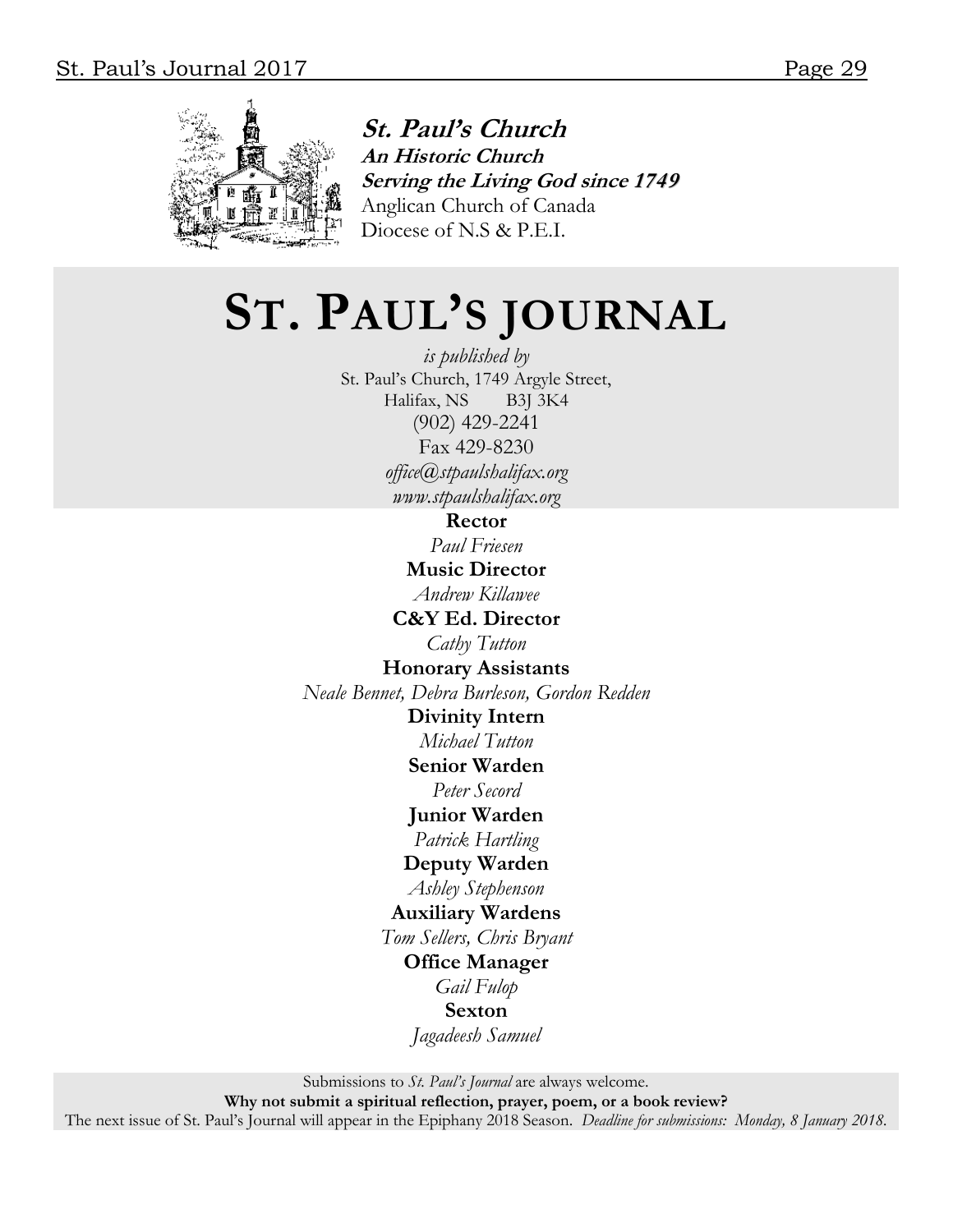***St. Paul's Church***
***An Historic Church***
***Serving the Living God since 1749***
Anglican Church of Canada
Diocese of N.S & P.E.I.

# ST. PAUL'S JOURNAL

*is published by*
St. Paul's Church, 1749 Argyle Street,
Halifax, NS B3J 3K4
(902) 429-2241
Fax 429-8230
*office@stpaulshalifax.org*
*www.stpaulshalifax.org*

**Rector**
*Paul Friesen*

**Music Director**
*Andrew Killawee*

**C&Y Ed. Director**
*Cathy Tutton*

**Honorary Assistants**
*Neale Bennet, Debra Burleson, Gordon Redden*

**Divinity Intern**
*Michael Tutton*

**Senior Warden**
*Peter Secord*

**Junior Warden**
*Patrick Hartling*

**Deputy Warden**
*Ashley Stephenson*

**Auxiliary Wardens**
*Tom Sellers, Chris Bryant*

**Office Manager**
*Gail Fulop*

**Sexton**
*Jagadeesh Samuel*

Submissions to *St. Paul's Journal* are always welcome.
**Why not submit a spiritual reflection, prayer, poem, or a book review?**
The next issue of St. Paul's Journal will appear in the Epiphany 2018 Season. *Deadline for submissions: Monday, 8 January 2018.*